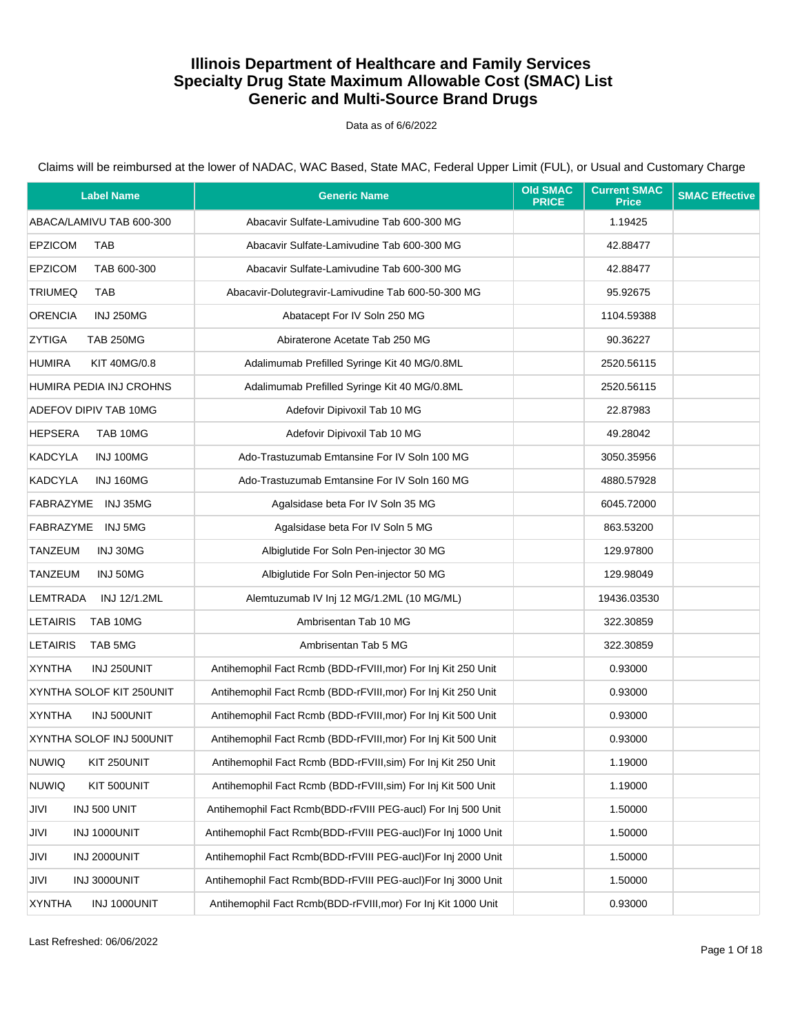# Illinois Department of Healthcare and Family Services
# Specialty Drug State Maximum Allowable Cost (SMAC) List
# Generic and Multi-Source Brand Drugs

Data as of 6/6/2022

Claims will be reimbursed at the lower of NADAC, WAC Based, State MAC, Federal Upper Limit (FUL), or Usual and Customary Charge

| Label Name | Generic Name | Old SMAC PRICE | Current SMAC Price | SMAC Effective |
|---|---|---|---|---|
| ABACA/LAMIVU TAB 600-300 | Abacavir Sulfate-Lamivudine Tab 600-300 MG | | 1.19425 | |
| EPZICOM TAB | Abacavir Sulfate-Lamivudine Tab 600-300 MG | | 42.88477 | |
| EPZICOM TAB 600-300 | Abacavir Sulfate-Lamivudine Tab 600-300 MG | | 42.88477 | |
| TRIUMEQ TAB | Abacavir-Dolutegravir-Lamivudine Tab 600-50-300 MG | | 95.92675 | |
| ORENCIA INJ 250MG | Abatacept For IV Soln 250 MG | | 1104.59388 | |
| ZYTIGA TAB 250MG | Abiraterone Acetate Tab 250 MG | | 90.36227 | |
| HUMIRA KIT 40MG/0.8 | Adalimumab Prefilled Syringe Kit 40 MG/0.8ML | | 2520.56115 | |
| HUMIRA PEDIA INJ CROHNS | Adalimumab Prefilled Syringe Kit 40 MG/0.8ML | | 2520.56115 | |
| ADEFOV DIPIV TAB 10MG | Adefovir Dipivoxil Tab 10 MG | | 22.87983 | |
| HEPSERA TAB 10MG | Adefovir Dipivoxil Tab 10 MG | | 49.28042 | |
| KADCYLA INJ 100MG | Ado-Trastuzumab Emtansine For IV Soln 100 MG | | 3050.35956 | |
| KADCYLA INJ 160MG | Ado-Trastuzumab Emtansine For IV Soln 160 MG | | 4880.57928 | |
| FABRAZYME INJ 35MG | Agalsidase beta For IV Soln 35 MG | | 6045.72000 | |
| FABRAZYME INJ 5MG | Agalsidase beta For IV Soln 5 MG | | 863.53200 | |
| TANZEUM INJ 30MG | Albiglutide For Soln Pen-injector 30 MG | | 129.97800 | |
| TANZEUM INJ 50MG | Albiglutide For Soln Pen-injector 50 MG | | 129.98049 | |
| LEMTRADA INJ 12/1.2ML | Alemtuzumab IV Inj 12 MG/1.2ML (10 MG/ML) | | 19436.03530 | |
| LETAIRIS TAB 10MG | Ambrisentan Tab 10 MG | | 322.30859 | |
| LETAIRIS TAB 5MG | Ambrisentan Tab 5 MG | | 322.30859 | |
| XYNTHA INJ 250UNIT | Antihemophil Fact Rcmb (BDD-rFVIII,mor) For Inj Kit 250 Unit | | 0.93000 | |
| XYNTHA SOLOF KIT 250UNIT | Antihemophil Fact Rcmb (BDD-rFVIII,mor) For Inj Kit 250 Unit | | 0.93000 | |
| XYNTHA INJ 500UNIT | Antihemophil Fact Rcmb (BDD-rFVIII,mor) For Inj Kit 500 Unit | | 0.93000 | |
| XYNTHA SOLOF INJ 500UNIT | Antihemophil Fact Rcmb (BDD-rFVIII,mor) For Inj Kit 500 Unit | | 0.93000 | |
| NUWIQ KIT 250UNIT | Antihemophil Fact Rcmb (BDD-rFVIII,sim) For Inj Kit 250 Unit | | 1.19000 | |
| NUWIQ KIT 500UNIT | Antihemophil Fact Rcmb (BDD-rFVIII,sim) For Inj Kit 500 Unit | | 1.19000 | |
| JIVI INJ 500 UNIT | Antihemophil Fact Rcmb(BDD-rFVIII PEG-aucl) For Inj 500 Unit | | 1.50000 | |
| JIVI INJ 1000UNIT | Antihemophil Fact Rcmb(BDD-rFVIII PEG-aucl)For Inj 1000 Unit | | 1.50000 | |
| JIVI INJ 2000UNIT | Antihemophil Fact Rcmb(BDD-rFVIII PEG-aucl)For Inj 2000 Unit | | 1.50000 | |
| JIVI INJ 3000UNIT | Antihemophil Fact Rcmb(BDD-rFVIII PEG-aucl)For Inj 3000 Unit | | 1.50000 | |
| XYNTHA INJ 1000UNIT | Antihemophil Fact Rcmb(BDD-rFVIII,mor) For Inj Kit 1000 Unit | | 0.93000 | |

Last Refreshed: 06/06/2022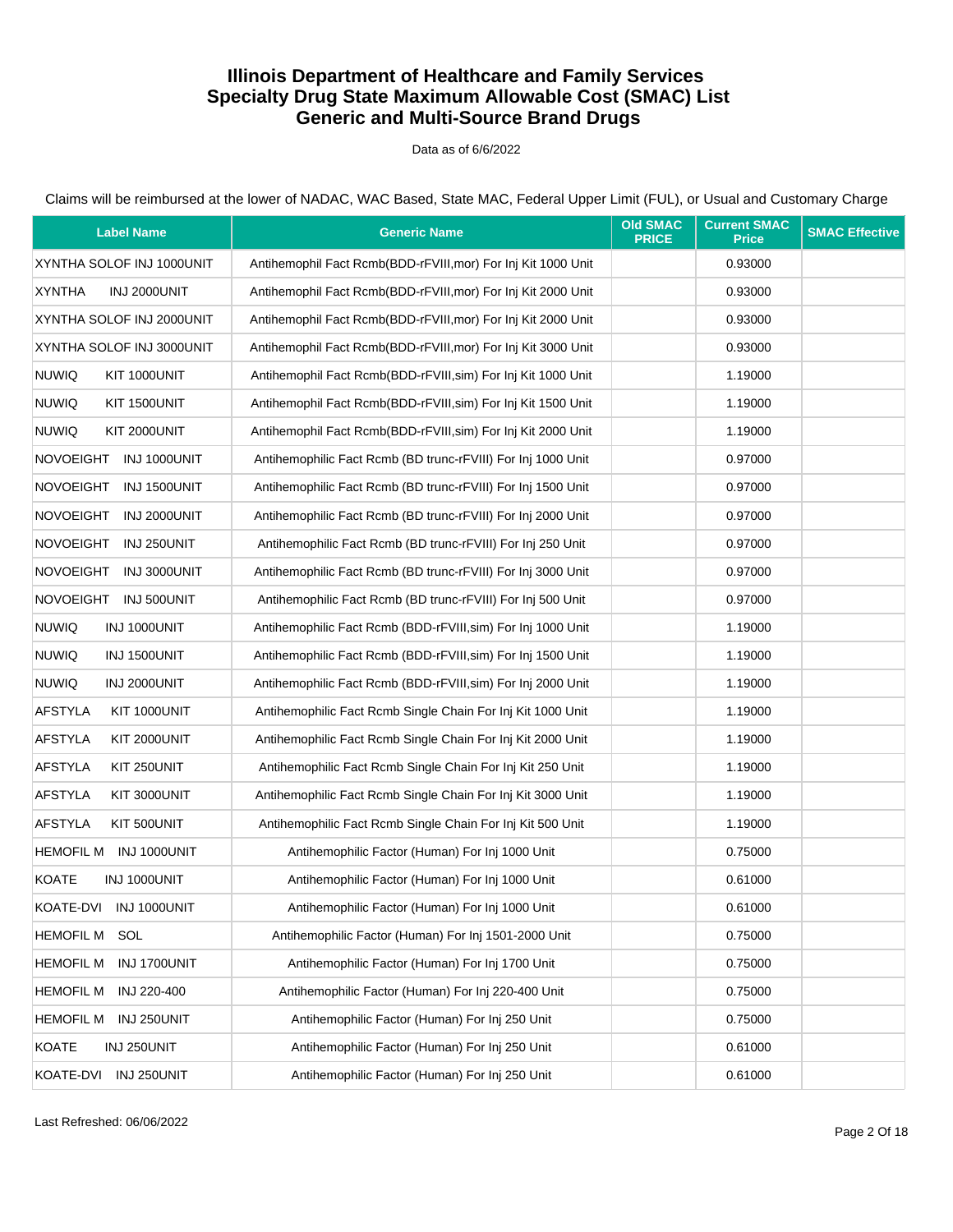# Illinois Department of Healthcare and Family Services
# Specialty Drug State Maximum Allowable Cost (SMAC) List
# Generic and Multi-Source Brand Drugs

Data as of 6/6/2022

Claims will be reimbursed at the lower of NADAC, WAC Based, State MAC, Federal Upper Limit (FUL), or Usual and Customary Charge

| Label Name | Generic Name | Old SMAC PRICE | Current SMAC Price | SMAC Effective |
|---|---|---|---|---|
| XYNTHA SOLOF INJ 1000UNIT | Antihemophil Fact Rcmb(BDD-rFVIII,mor) For Inj Kit 1000 Unit | | 0.93000 | |
| XYNTHA INJ 2000UNIT | Antihemophil Fact Rcmb(BDD-rFVIII,mor) For Inj Kit 2000 Unit | | 0.93000 | |
| XYNTHA SOLOF INJ 2000UNIT | Antihemophil Fact Rcmb(BDD-rFVIII,mor) For Inj Kit 2000 Unit | | 0.93000 | |
| XYNTHA SOLOF INJ 3000UNIT | Antihemophil Fact Rcmb(BDD-rFVIII,mor) For Inj Kit 3000 Unit | | 0.93000 | |
| NUWIQ KIT 1000UNIT | Antihemophil Fact Rcmb(BDD-rFVIII,sim) For Inj Kit 1000 Unit | | 1.19000 | |
| NUWIQ KIT 1500UNIT | Antihemophil Fact Rcmb(BDD-rFVIII,sim) For Inj Kit 1500 Unit | | 1.19000 | |
| NUWIQ KIT 2000UNIT | Antihemophil Fact Rcmb(BDD-rFVIII,sim) For Inj Kit 2000 Unit | | 1.19000 | |
| NOVOEIGHT INJ 1000UNIT | Antihemophilic Fact Rcmb (BD trunc-rFVIII) For Inj 1000 Unit | | 0.97000 | |
| NOVOEIGHT INJ 1500UNIT | Antihemophilic Fact Rcmb (BD trunc-rFVIII) For Inj 1500 Unit | | 0.97000 | |
| NOVOEIGHT INJ 2000UNIT | Antihemophilic Fact Rcmb (BD trunc-rFVIII) For Inj 2000 Unit | | 0.97000 | |
| NOVOEIGHT INJ 250UNIT | Antihemophilic Fact Rcmb (BD trunc-rFVIII) For Inj 250 Unit | | 0.97000 | |
| NOVOEIGHT INJ 3000UNIT | Antihemophilic Fact Rcmb (BD trunc-rFVIII) For Inj 3000 Unit | | 0.97000 | |
| NOVOEIGHT INJ 500UNIT | Antihemophilic Fact Rcmb (BD trunc-rFVIII) For Inj 500 Unit | | 0.97000 | |
| NUWIQ INJ 1000UNIT | Antihemophilic Fact Rcmb (BDD-rFVIII,sim) For Inj 1000 Unit | | 1.19000 | |
| NUWIQ INJ 1500UNIT | Antihemophilic Fact Rcmb (BDD-rFVIII,sim) For Inj 1500 Unit | | 1.19000 | |
| NUWIQ INJ 2000UNIT | Antihemophilic Fact Rcmb (BDD-rFVIII,sim) For Inj 2000 Unit | | 1.19000 | |
| AFSTYLA KIT 1000UNIT | Antihemophilic Fact Rcmb Single Chain For Inj Kit 1000 Unit | | 1.19000 | |
| AFSTYLA KIT 2000UNIT | Antihemophilic Fact Rcmb Single Chain For Inj Kit 2000 Unit | | 1.19000 | |
| AFSTYLA KIT 250UNIT | Antihemophilic Fact Rcmb Single Chain For Inj Kit 250 Unit | | 1.19000 | |
| AFSTYLA KIT 3000UNIT | Antihemophilic Fact Rcmb Single Chain For Inj Kit 3000 Unit | | 1.19000 | |
| AFSTYLA KIT 500UNIT | Antihemophilic Fact Rcmb Single Chain For Inj Kit 500 Unit | | 1.19000 | |
| HEMOFIL M INJ 1000UNIT | Antihemophilic Factor (Human) For Inj 1000 Unit | | 0.75000 | |
| KOATE INJ 1000UNIT | Antihemophilic Factor (Human) For Inj 1000 Unit | | 0.61000 | |
| KOATE-DVI INJ 1000UNIT | Antihemophilic Factor (Human) For Inj 1000 Unit | | 0.61000 | |
| HEMOFIL M SOL | Antihemophilic Factor (Human) For Inj 1501-2000 Unit | | 0.75000 | |
| HEMOFIL M INJ 1700UNIT | Antihemophilic Factor (Human) For Inj 1700 Unit | | 0.75000 | |
| HEMOFIL M INJ 220-400 | Antihemophilic Factor (Human) For Inj 220-400 Unit | | 0.75000 | |
| HEMOFIL M INJ 250UNIT | Antihemophilic Factor (Human) For Inj 250 Unit | | 0.75000 | |
| KOATE INJ 250UNIT | Antihemophilic Factor (Human) For Inj 250 Unit | | 0.61000 | |
| KOATE-DVI INJ 250UNIT | Antihemophilic Factor (Human) For Inj 250 Unit | | 0.61000 | |

Last Refreshed: 06/06/2022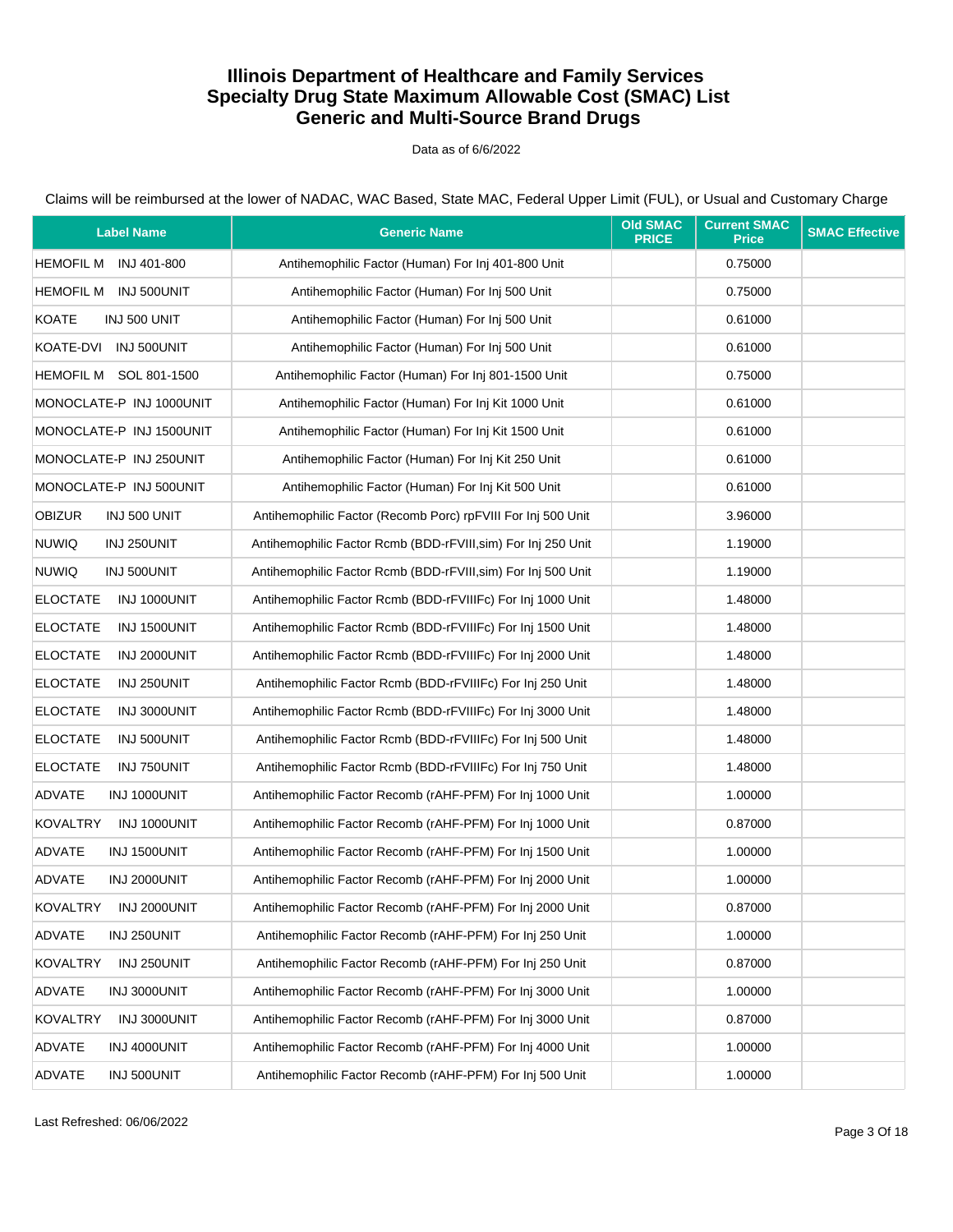# Illinois Department of Healthcare and Family Services
## Specialty Drug State Maximum Allowable Cost (SMAC) List
## Generic and Multi-Source Brand Drugs

Data as of 6/6/2022

Claims will be reimbursed at the lower of NADAC, WAC Based, State MAC, Federal Upper Limit (FUL), or Usual and Customary Charge

| Label Name | Generic Name | Old SMAC PRICE | Current SMAC Price | SMAC Effective |
|---|---|---|---|---|
| HEMOFIL M INJ 401-800 | Antihemophilic Factor (Human) For Inj 401-800 Unit | | 0.75000 | |
| HEMOFIL M INJ 500UNIT | Antihemophilic Factor (Human) For Inj 500 Unit | | 0.75000 | |
| KOATE INJ 500 UNIT | Antihemophilic Factor (Human) For Inj 500 Unit | | 0.61000 | |
| KOATE-DVI INJ 500UNIT | Antihemophilic Factor (Human) For Inj 500 Unit | | 0.61000 | |
| HEMOFIL M SOL 801-1500 | Antihemophilic Factor (Human) For Inj 801-1500 Unit | | 0.75000 | |
| MONOCLATE-P INJ 1000UNIT | Antihemophilic Factor (Human) For Inj Kit 1000 Unit | | 0.61000 | |
| MONOCLATE-P INJ 1500UNIT | Antihemophilic Factor (Human) For Inj Kit 1500 Unit | | 0.61000 | |
| MONOCLATE-P INJ 250UNIT | Antihemophilic Factor (Human) For Inj Kit 250 Unit | | 0.61000 | |
| MONOCLATE-P INJ 500UNIT | Antihemophilic Factor (Human) For Inj Kit 500 Unit | | 0.61000 | |
| OBIZUR INJ 500 UNIT | Antihemophilic Factor (Recomb Porc) rpFVIII For Inj 500 Unit | | 3.96000 | |
| NUWIQ INJ 250UNIT | Antihemophilic Factor Rcmb (BDD-rFVIII,sim) For Inj 250 Unit | | 1.19000 | |
| NUWIQ INJ 500UNIT | Antihemophilic Factor Rcmb (BDD-rFVIII,sim) For Inj 500 Unit | | 1.19000 | |
| ELOCTATE INJ 1000UNIT | Antihemophilic Factor Rcmb (BDD-rFVIIIFc) For Inj 1000 Unit | | 1.48000 | |
| ELOCTATE INJ 1500UNIT | Antihemophilic Factor Rcmb (BDD-rFVIIIFc) For Inj 1500 Unit | | 1.48000 | |
| ELOCTATE INJ 2000UNIT | Antihemophilic Factor Rcmb (BDD-rFVIIIFc) For Inj 2000 Unit | | 1.48000 | |
| ELOCTATE INJ 250UNIT | Antihemophilic Factor Rcmb (BDD-rFVIIIFc) For Inj 250 Unit | | 1.48000 | |
| ELOCTATE INJ 3000UNIT | Antihemophilic Factor Rcmb (BDD-rFVIIIFc) For Inj 3000 Unit | | 1.48000 | |
| ELOCTATE INJ 500UNIT | Antihemophilic Factor Rcmb (BDD-rFVIIIFc) For Inj 500 Unit | | 1.48000 | |
| ELOCTATE INJ 750UNIT | Antihemophilic Factor Rcmb (BDD-rFVIIIFc) For Inj 750 Unit | | 1.48000 | |
| ADVATE INJ 1000UNIT | Antihemophilic Factor Recomb (rAHF-PFM) For Inj 1000 Unit | | 1.00000 | |
| KOVALTRY INJ 1000UNIT | Antihemophilic Factor Recomb (rAHF-PFM) For Inj 1000 Unit | | 0.87000 | |
| ADVATE INJ 1500UNIT | Antihemophilic Factor Recomb (rAHF-PFM) For Inj 1500 Unit | | 1.00000 | |
| ADVATE INJ 2000UNIT | Antihemophilic Factor Recomb (rAHF-PFM) For Inj 2000 Unit | | 1.00000 | |
| KOVALTRY INJ 2000UNIT | Antihemophilic Factor Recomb (rAHF-PFM) For Inj 2000 Unit | | 0.87000 | |
| ADVATE INJ 250UNIT | Antihemophilic Factor Recomb (rAHF-PFM) For Inj 250 Unit | | 1.00000 | |
| KOVALTRY INJ 250UNIT | Antihemophilic Factor Recomb (rAHF-PFM) For Inj 250 Unit | | 0.87000 | |
| ADVATE INJ 3000UNIT | Antihemophilic Factor Recomb (rAHF-PFM) For Inj 3000 Unit | | 1.00000 | |
| KOVALTRY INJ 3000UNIT | Antihemophilic Factor Recomb (rAHF-PFM) For Inj 3000 Unit | | 0.87000 | |
| ADVATE INJ 4000UNIT | Antihemophilic Factor Recomb (rAHF-PFM) For Inj 4000 Unit | | 1.00000 | |
| ADVATE INJ 500UNIT | Antihemophilic Factor Recomb (rAHF-PFM) For Inj 500 Unit | | 1.00000 | |

Last Refreshed: 06/06/2022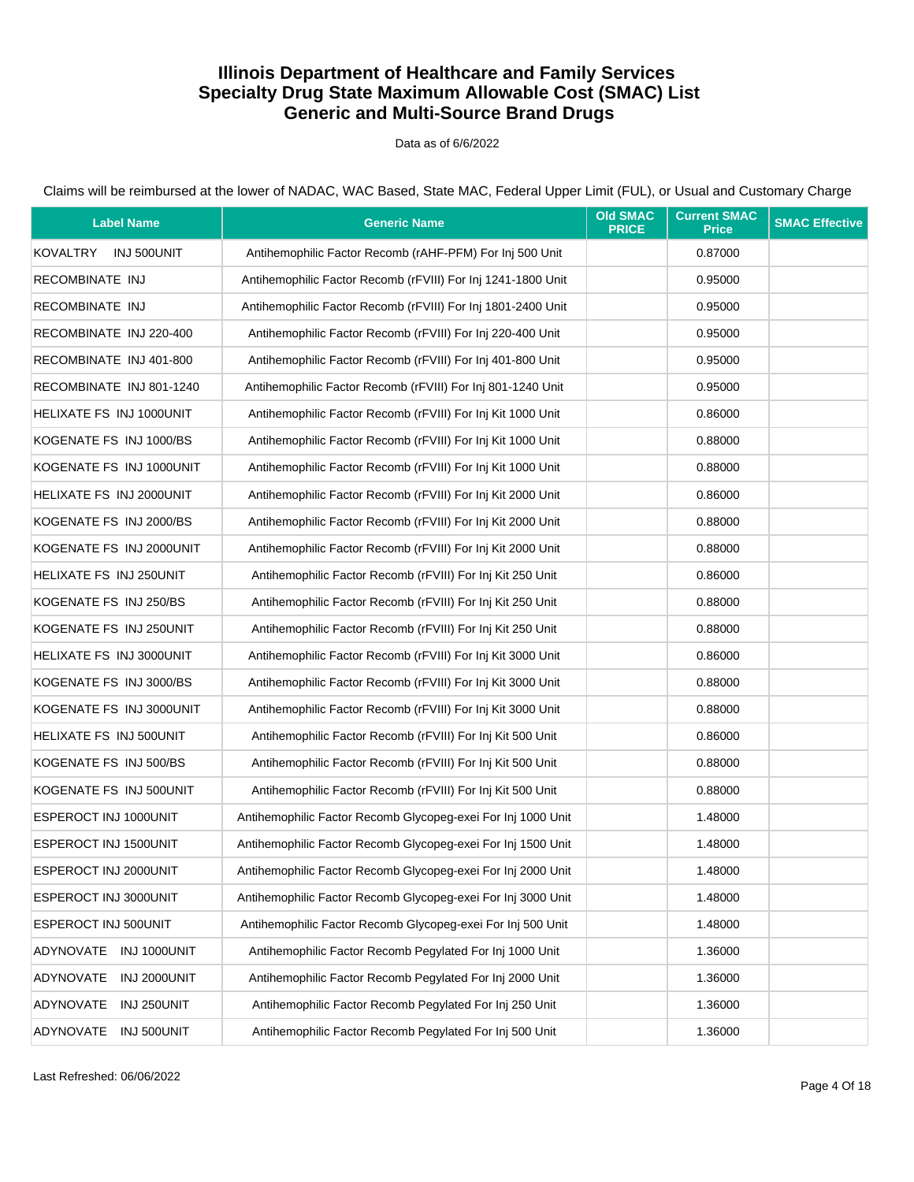# Illinois Department of Healthcare and Family Services
# Specialty Drug State Maximum Allowable Cost (SMAC) List
# Generic and Multi-Source Brand Drugs

Data as of 6/6/2022

Claims will be reimbursed at the lower of NADAC, WAC Based, State MAC, Federal Upper Limit (FUL), or Usual and Customary Charge

| Label Name | Generic Name | Old SMAC PRICE | Current SMAC Price | SMAC Effective |
|---|---|---|---|---|
| KOVALTRY INJ 500UNIT | Antihemophilic Factor Recomb (rAHF-PFM) For Inj 500 Unit | | 0.87000 | |
| RECOMBINATE INJ | Antihemophilic Factor Recomb (rFVIII) For Inj 1241-1800 Unit | | 0.95000 | |
| RECOMBINATE INJ | Antihemophilic Factor Recomb (rFVIII) For Inj 1801-2400 Unit | | 0.95000 | |
| RECOMBINATE INJ 220-400 | Antihemophilic Factor Recomb (rFVIII) For Inj 220-400 Unit | | 0.95000 | |
| RECOMBINATE INJ 401-800 | Antihemophilic Factor Recomb (rFVIII) For Inj 401-800 Unit | | 0.95000 | |
| RECOMBINATE INJ 801-1240 | Antihemophilic Factor Recomb (rFVIII) For Inj 801-1240 Unit | | 0.95000 | |
| HELIXATE FS INJ 1000UNIT | Antihemophilic Factor Recomb (rFVIII) For Inj Kit 1000 Unit | | 0.86000 | |
| KOGENATE FS INJ 1000/BS | Antihemophilic Factor Recomb (rFVIII) For Inj Kit 1000 Unit | | 0.88000 | |
| KOGENATE FS INJ 1000UNIT | Antihemophilic Factor Recomb (rFVIII) For Inj Kit 1000 Unit | | 0.88000 | |
| HELIXATE FS INJ 2000UNIT | Antihemophilic Factor Recomb (rFVIII) For Inj Kit 2000 Unit | | 0.86000 | |
| KOGENATE FS INJ 2000/BS | Antihemophilic Factor Recomb (rFVIII) For Inj Kit 2000 Unit | | 0.88000 | |
| KOGENATE FS INJ 2000UNIT | Antihemophilic Factor Recomb (rFVIII) For Inj Kit 2000 Unit | | 0.88000 | |
| HELIXATE FS INJ 250UNIT | Antihemophilic Factor Recomb (rFVIII) For Inj Kit 250 Unit | | 0.86000 | |
| KOGENATE FS INJ 250/BS | Antihemophilic Factor Recomb (rFVIII) For Inj Kit 250 Unit | | 0.88000 | |
| KOGENATE FS INJ 250UNIT | Antihemophilic Factor Recomb (rFVIII) For Inj Kit 250 Unit | | 0.88000 | |
| HELIXATE FS INJ 3000UNIT | Antihemophilic Factor Recomb (rFVIII) For Inj Kit 3000 Unit | | 0.86000 | |
| KOGENATE FS INJ 3000/BS | Antihemophilic Factor Recomb (rFVIII) For Inj Kit 3000 Unit | | 0.88000 | |
| KOGENATE FS INJ 3000UNIT | Antihemophilic Factor Recomb (rFVIII) For Inj Kit 3000 Unit | | 0.88000 | |
| HELIXATE FS INJ 500UNIT | Antihemophilic Factor Recomb (rFVIII) For Inj Kit 500 Unit | | 0.86000 | |
| KOGENATE FS INJ 500/BS | Antihemophilic Factor Recomb (rFVIII) For Inj Kit 500 Unit | | 0.88000 | |
| KOGENATE FS INJ 500UNIT | Antihemophilic Factor Recomb (rFVIII) For Inj Kit 500 Unit | | 0.88000 | |
| ESPEROCT INJ 1000UNIT | Antihemophilic Factor Recomb Glycopeg-exei For Inj 1000 Unit | | 1.48000 | |
| ESPEROCT INJ 1500UNIT | Antihemophilic Factor Recomb Glycopeg-exei For Inj 1500 Unit | | 1.48000 | |
| ESPEROCT INJ 2000UNIT | Antihemophilic Factor Recomb Glycopeg-exei For Inj 2000 Unit | | 1.48000 | |
| ESPEROCT INJ 3000UNIT | Antihemophilic Factor Recomb Glycopeg-exei For Inj 3000 Unit | | 1.48000 | |
| ESPEROCT INJ 500UNIT | Antihemophilic Factor Recomb Glycopeg-exei For Inj 500 Unit | | 1.48000 | |
| ADYNOVATE INJ 1000UNIT | Antihemophilic Factor Recomb Pegylated For Inj 1000 Unit | | 1.36000 | |
| ADYNOVATE INJ 2000UNIT | Antihemophilic Factor Recomb Pegylated For Inj 2000 Unit | | 1.36000 | |
| ADYNOVATE INJ 250UNIT | Antihemophilic Factor Recomb Pegylated For Inj 250 Unit | | 1.36000 | |
| ADYNOVATE INJ 500UNIT | Antihemophilic Factor Recomb Pegylated For Inj 500 Unit | | 1.36000 | |

Last Refreshed: 06/06/2022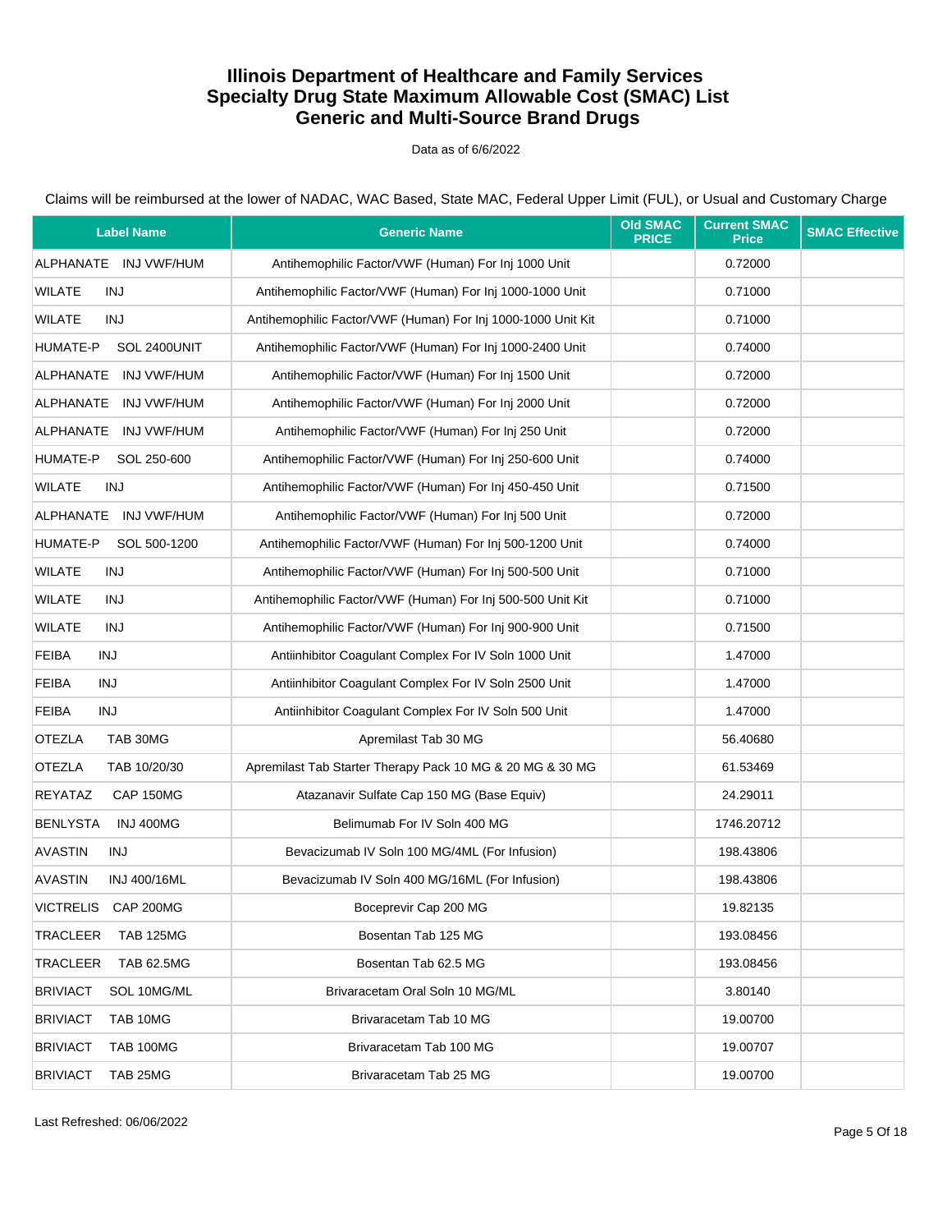# Illinois Department of Healthcare and Family Services
# Specialty Drug State Maximum Allowable Cost (SMAC) List
# Generic and Multi-Source Brand Drugs

Data as of 6/6/2022

Claims will be reimbursed at the lower of NADAC, WAC Based, State MAC, Federal Upper Limit (FUL), or Usual and Customary Charge

| Label Name | Generic Name | Old SMAC PRICE | Current SMAC Price | SMAC Effective |
|---|---|---|---|---|
| ALPHANATE INJ VWF/HUM | Antihemophilic Factor/VWF (Human) For Inj 1000 Unit | | 0.72000 | |
| WILATE INJ | Antihemophilic Factor/VWF (Human) For Inj 1000-1000 Unit | | 0.71000 | |
| WILATE INJ | Antihemophilic Factor/VWF (Human) For Inj 1000-1000 Unit Kit | | 0.71000 | |
| HUMATE-P SOL 2400UNIT | Antihemophilic Factor/VWF (Human) For Inj 1000-2400 Unit | | 0.74000 | |
| ALPHANATE INJ VWF/HUM | Antihemophilic Factor/VWF (Human) For Inj 1500 Unit | | 0.72000 | |
| ALPHANATE INJ VWF/HUM | Antihemophilic Factor/VWF (Human) For Inj 2000 Unit | | 0.72000 | |
| ALPHANATE INJ VWF/HUM | Antihemophilic Factor/VWF (Human) For Inj 250 Unit | | 0.72000 | |
| HUMATE-P SOL 250-600 | Antihemophilic Factor/VWF (Human) For Inj 250-600 Unit | | 0.74000 | |
| WILATE INJ | Antihemophilic Factor/VWF (Human) For Inj 450-450 Unit | | 0.71500 | |
| ALPHANATE INJ VWF/HUM | Antihemophilic Factor/VWF (Human) For Inj 500 Unit | | 0.72000 | |
| HUMATE-P SOL 500-1200 | Antihemophilic Factor/VWF (Human) For Inj 500-1200 Unit | | 0.74000 | |
| WILATE INJ | Antihemophilic Factor/VWF (Human) For Inj 500-500 Unit | | 0.71000 | |
| WILATE INJ | Antihemophilic Factor/VWF (Human) For Inj 500-500 Unit Kit | | 0.71000 | |
| WILATE INJ | Antihemophilic Factor/VWF (Human) For Inj 900-900 Unit | | 0.71500 | |
| FEIBA INJ | Antiinhibitor Coagulant Complex For IV Soln 1000 Unit | | 1.47000 | |
| FEIBA INJ | Antiinhibitor Coagulant Complex For IV Soln 2500 Unit | | 1.47000 | |
| FEIBA INJ | Antiinhibitor Coagulant Complex For IV Soln 500 Unit | | 1.47000 | |
| OTEZLA TAB 30MG | Apremilast Tab 30 MG | | 56.40680 | |
| OTEZLA TAB 10/20/30 | Apremilast Tab Starter Therapy Pack 10 MG & 20 MG & 30 MG | | 61.53469 | |
| REYATAZ CAP 150MG | Atazanavir Sulfate Cap 150 MG (Base Equiv) | | 24.29011 | |
| BENLYSTA INJ 400MG | Belimumab For IV Soln 400 MG | | 1746.20712 | |
| AVASTIN INJ | Bevacizumab IV Soln 100 MG/4ML (For Infusion) | | 198.43806 | |
| AVASTIN INJ 400/16ML | Bevacizumab IV Soln 400 MG/16ML (For Infusion) | | 198.43806 | |
| VICTRELIS CAP 200MG | Boceprevir Cap 200 MG | | 19.82135 | |
| TRACLEER TAB 125MG | Bosentan Tab 125 MG | | 193.08456 | |
| TRACLEER TAB 62.5MG | Bosentan Tab 62.5 MG | | 193.08456 | |
| BRIVIACT SOL 10MG/ML | Brivaracetam Oral Soln 10 MG/ML | | 3.80140 | |
| BRIVIACT TAB 10MG | Brivaracetam Tab 10 MG | | 19.00700 | |
| BRIVIACT TAB 100MG | Brivaracetam Tab 100 MG | | 19.00707 | |
| BRIVIACT TAB 25MG | Brivaracetam Tab 25 MG | | 19.00700 | |

Last Refreshed: 06/06/2022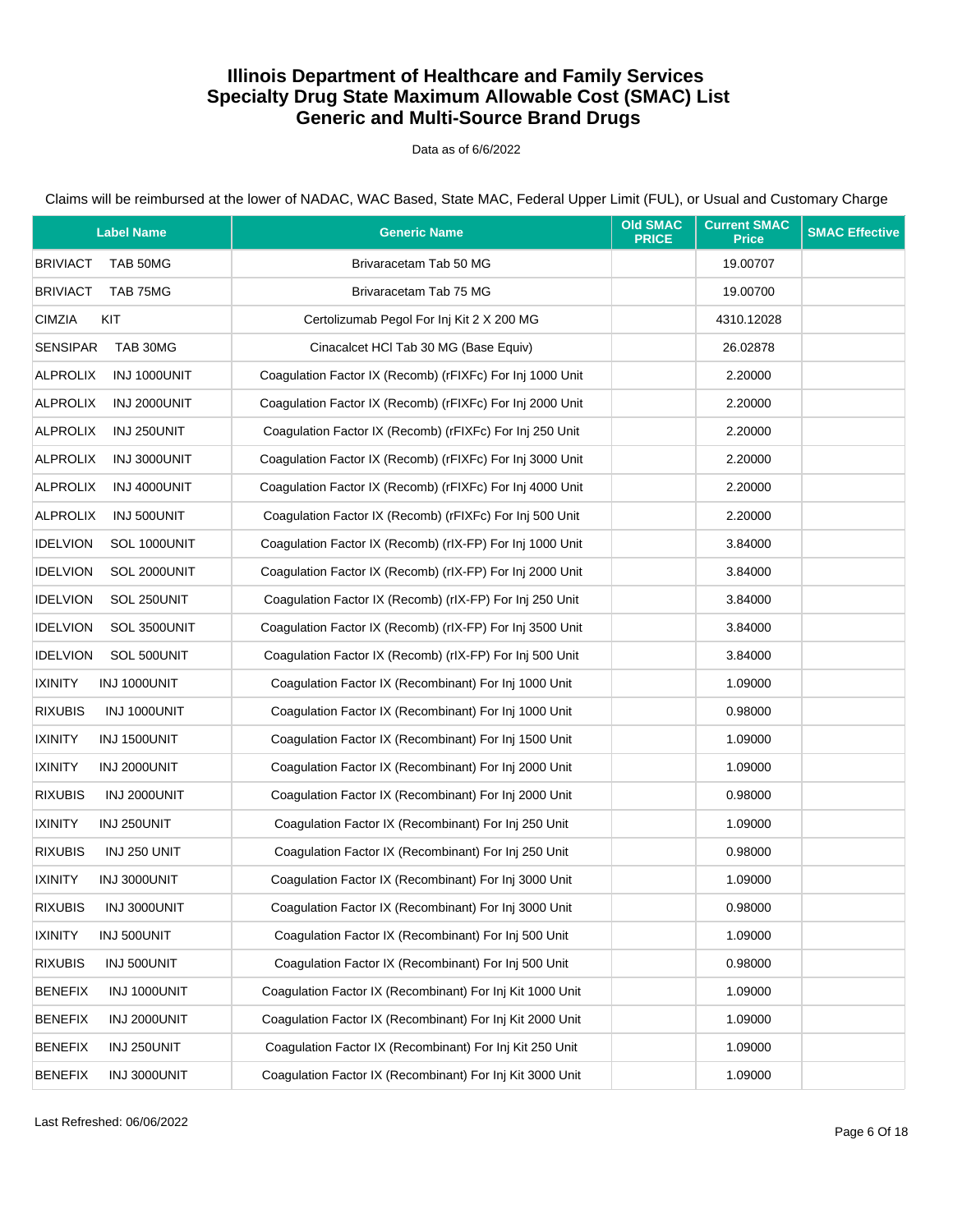# Illinois Department of Healthcare and Family Services
# Specialty Drug State Maximum Allowable Cost (SMAC) List
# Generic and Multi-Source Brand Drugs

Data as of 6/6/2022

Claims will be reimbursed at the lower of NADAC, WAC Based, State MAC, Federal Upper Limit (FUL), or Usual and Customary Charge

| Label Name | Generic Name | Old SMAC PRICE | Current SMAC Price | SMAC Effective |
|---|---|---|---|---|
| BRIVIACT TAB 50MG | Brivaracetam Tab 50 MG | | 19.00707 | |
| BRIVIACT TAB 75MG | Brivaracetam Tab 75 MG | | 19.00700 | |
| CIMZIA KIT | Certolizumab Pegol For Inj Kit 2 X 200 MG | | 4310.12028 | |
| SENSIPAR TAB 30MG | Cinacalcet HCl Tab 30 MG (Base Equiv) | | 26.02878 | |
| ALPROLIX INJ 1000UNIT | Coagulation Factor IX (Recomb) (rFIXFc) For Inj 1000 Unit | | 2.20000 | |
| ALPROLIX INJ 2000UNIT | Coagulation Factor IX (Recomb) (rFIXFc) For Inj 2000 Unit | | 2.20000 | |
| ALPROLIX INJ 250UNIT | Coagulation Factor IX (Recomb) (rFIXFc) For Inj 250 Unit | | 2.20000 | |
| ALPROLIX INJ 3000UNIT | Coagulation Factor IX (Recomb) (rFIXFc) For Inj 3000 Unit | | 2.20000 | |
| ALPROLIX INJ 4000UNIT | Coagulation Factor IX (Recomb) (rFIXFc) For Inj 4000 Unit | | 2.20000 | |
| ALPROLIX INJ 500UNIT | Coagulation Factor IX (Recomb) (rFIXFc) For Inj 500 Unit | | 2.20000 | |
| IDELVION SOL 1000UNIT | Coagulation Factor IX (Recomb) (rIX-FP) For Inj 1000 Unit | | 3.84000 | |
| IDELVION SOL 2000UNIT | Coagulation Factor IX (Recomb) (rIX-FP) For Inj 2000 Unit | | 3.84000 | |
| IDELVION SOL 250UNIT | Coagulation Factor IX (Recomb) (rIX-FP) For Inj 250 Unit | | 3.84000 | |
| IDELVION SOL 3500UNIT | Coagulation Factor IX (Recomb) (rIX-FP) For Inj 3500 Unit | | 3.84000 | |
| IDELVION SOL 500UNIT | Coagulation Factor IX (Recomb) (rIX-FP) For Inj 500 Unit | | 3.84000 | |
| IXINITY INJ 1000UNIT | Coagulation Factor IX (Recombinant) For Inj 1000 Unit | | 1.09000 | |
| RIXUBIS INJ 1000UNIT | Coagulation Factor IX (Recombinant) For Inj 1000 Unit | | 0.98000 | |
| IXINITY INJ 1500UNIT | Coagulation Factor IX (Recombinant) For Inj 1500 Unit | | 1.09000 | |
| IXINITY INJ 2000UNIT | Coagulation Factor IX (Recombinant) For Inj 2000 Unit | | 1.09000 | |
| RIXUBIS INJ 2000UNIT | Coagulation Factor IX (Recombinant) For Inj 2000 Unit | | 0.98000 | |
| IXINITY INJ 250UNIT | Coagulation Factor IX (Recombinant) For Inj 250 Unit | | 1.09000 | |
| RIXUBIS INJ 250 UNIT | Coagulation Factor IX (Recombinant) For Inj 250 Unit | | 0.98000 | |
| IXINITY INJ 3000UNIT | Coagulation Factor IX (Recombinant) For Inj 3000 Unit | | 1.09000 | |
| RIXUBIS INJ 3000UNIT | Coagulation Factor IX (Recombinant) For Inj 3000 Unit | | 0.98000 | |
| IXINITY INJ 500UNIT | Coagulation Factor IX (Recombinant) For Inj 500 Unit | | 1.09000 | |
| RIXUBIS INJ 500UNIT | Coagulation Factor IX (Recombinant) For Inj 500 Unit | | 0.98000 | |
| BENEFIX INJ 1000UNIT | Coagulation Factor IX (Recombinant) For Inj Kit 1000 Unit | | 1.09000 | |
| BENEFIX INJ 2000UNIT | Coagulation Factor IX (Recombinant) For Inj Kit 2000 Unit | | 1.09000 | |
| BENEFIX INJ 250UNIT | Coagulation Factor IX (Recombinant) For Inj Kit 250 Unit | | 1.09000 | |
| BENEFIX INJ 3000UNIT | Coagulation Factor IX (Recombinant) For Inj Kit 3000 Unit | | 1.09000 | |

Last Refreshed: 06/06/2022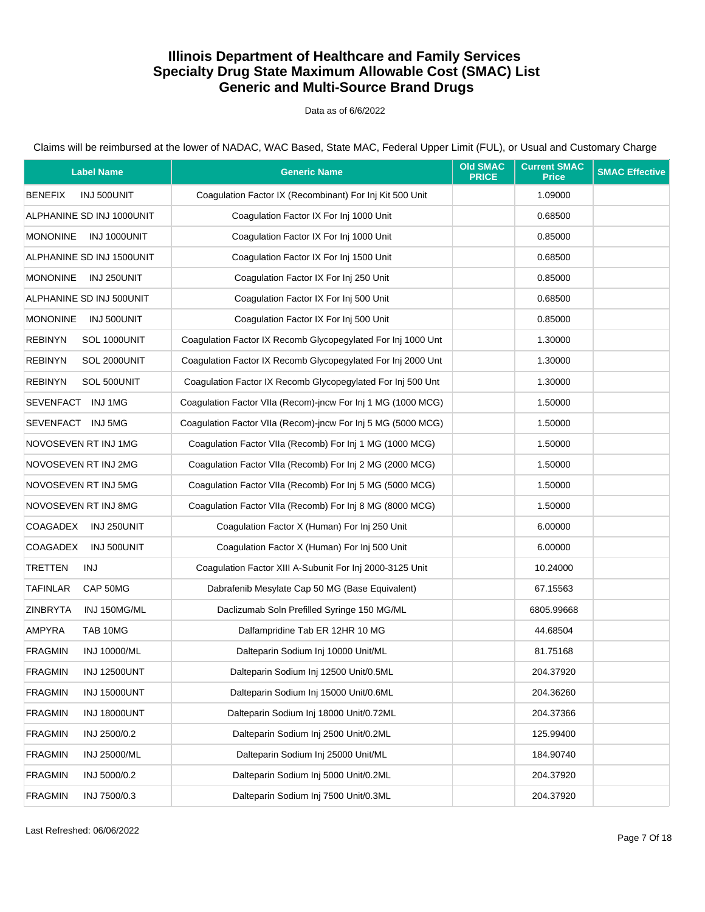# Illinois Department of Healthcare and Family Services
# Specialty Drug State Maximum Allowable Cost (SMAC) List
# Generic and Multi-Source Brand Drugs

Data as of 6/6/2022

Claims will be reimbursed at the lower of NADAC, WAC Based, State MAC, Federal Upper Limit (FUL), or Usual and Customary Charge

| Label Name | Generic Name | Old SMAC PRICE | Current SMAC Price | SMAC Effective |
|---|---|---|---|---|
| BENEFIX INJ 500UNIT | Coagulation Factor IX (Recombinant) For Inj Kit 500 Unit | | 1.09000 | |
| ALPHANINE SD INJ 1000UNIT | Coagulation Factor IX For Inj 1000 Unit | | 0.68500 | |
| MONONINE INJ 1000UNIT | Coagulation Factor IX For Inj 1000 Unit | | 0.85000 | |
| ALPHANINE SD INJ 1500UNIT | Coagulation Factor IX For Inj 1500 Unit | | 0.68500 | |
| MONONINE INJ 250UNIT | Coagulation Factor IX For Inj 250 Unit | | 0.85000 | |
| ALPHANINE SD INJ 500UNIT | Coagulation Factor IX For Inj 500 Unit | | 0.68500 | |
| MONONINE INJ 500UNIT | Coagulation Factor IX For Inj 500 Unit | | 0.85000 | |
| REBINYN SOL 1000UNIT | Coagulation Factor IX Recomb Glycopegylated For Inj 1000 Unt | | 1.30000 | |
| REBINYN SOL 2000UNIT | Coagulation Factor IX Recomb Glycopegylated For Inj 2000 Unt | | 1.30000 | |
| REBINYN SOL 500UNIT | Coagulation Factor IX Recomb Glycopegylated For Inj 500 Unt | | 1.30000 | |
| SEVENFACT INJ 1MG | Coagulation Factor VIIa (Recom)-jncw For Inj 1 MG (1000 MCG) | | 1.50000 | |
| SEVENFACT INJ 5MG | Coagulation Factor VIIa (Recom)-jncw For Inj 5 MG (5000 MCG) | | 1.50000 | |
| NOVOSEVEN RT INJ 1MG | Coagulation Factor VIIa (Recomb) For Inj 1 MG (1000 MCG) | | 1.50000 | |
| NOVOSEVEN RT INJ 2MG | Coagulation Factor VIIa (Recomb) For Inj 2 MG (2000 MCG) | | 1.50000 | |
| NOVOSEVEN RT INJ 5MG | Coagulation Factor VIIa (Recomb) For Inj 5 MG (5000 MCG) | | 1.50000 | |
| NOVOSEVEN RT INJ 8MG | Coagulation Factor VIIa (Recomb) For Inj 8 MG (8000 MCG) | | 1.50000 | |
| COAGADEX INJ 250UNIT | Coagulation Factor X (Human) For Inj 250 Unit | | 6.00000 | |
| COAGADEX INJ 500UNIT | Coagulation Factor X (Human) For Inj 500 Unit | | 6.00000 | |
| TRETTEN INJ | Coagulation Factor XIII A-Subunit For Inj 2000-3125 Unit | | 10.24000 | |
| TAFINLAR CAP 50MG | Dabrafenib Mesylate Cap 50 MG (Base Equivalent) | | 67.15563 | |
| ZINBRYTA INJ 150MG/ML | Daclizumab Soln Prefilled Syringe 150 MG/ML | | 6805.99668 | |
| AMPYRA TAB 10MG | Dalfampridine Tab ER 12HR 10 MG | | 44.68504 | |
| FRAGMIN INJ 10000/ML | Dalteparin Sodium Inj 10000 Unit/ML | | 81.75168 | |
| FRAGMIN INJ 12500UNT | Dalteparin Sodium Inj 12500 Unit/0.5ML | | 204.37920 | |
| FRAGMIN INJ 15000UNT | Dalteparin Sodium Inj 15000 Unit/0.6ML | | 204.36260 | |
| FRAGMIN INJ 18000UNT | Dalteparin Sodium Inj 18000 Unit/0.72ML | | 204.37366 | |
| FRAGMIN INJ 2500/0.2 | Dalteparin Sodium Inj 2500 Unit/0.2ML | | 125.99400 | |
| FRAGMIN INJ 25000/ML | Dalteparin Sodium Inj 25000 Unit/ML | | 184.90740 | |
| FRAGMIN INJ 5000/0.2 | Dalteparin Sodium Inj 5000 Unit/0.2ML | | 204.37920 | |
| FRAGMIN INJ 7500/0.3 | Dalteparin Sodium Inj 7500 Unit/0.3ML | | 204.37920 | |

Last Refreshed: 06/06/2022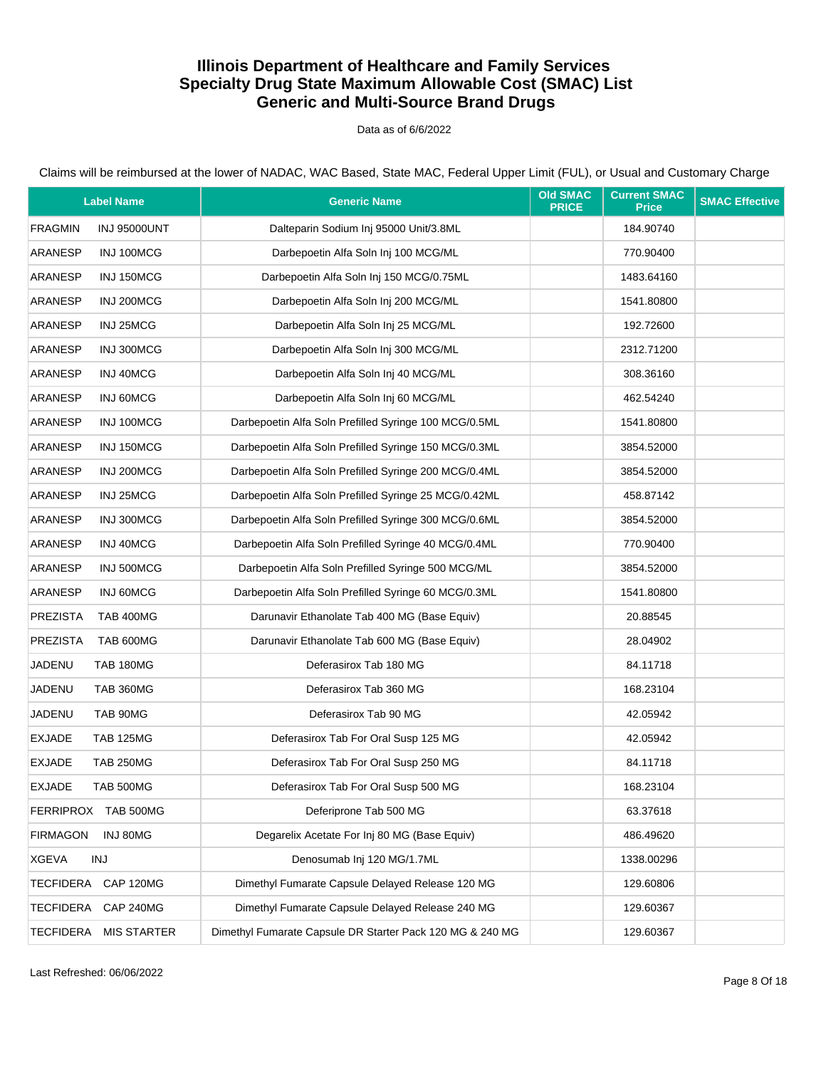# Illinois Department of Healthcare and Family Services
# Specialty Drug State Maximum Allowable Cost (SMAC) List
# Generic and Multi-Source Brand Drugs

Data as of 6/6/2022

Claims will be reimbursed at the lower of NADAC, WAC Based, State MAC, Federal Upper Limit (FUL), or Usual and Customary Charge

| Label Name | Generic Name | Old SMAC PRICE | Current SMAC Price | SMAC Effective |
|---|---|---|---|---|
| FRAGMIN INJ 95000UNT | Dalteparin Sodium Inj 95000 Unit/3.8ML | | 184.90740 | |
| ARANESP INJ 100MCG | Darbepoetin Alfa Soln Inj 100 MCG/ML | | 770.90400 | |
| ARANESP INJ 150MCG | Darbepoetin Alfa Soln Inj 150 MCG/0.75ML | | 1483.64160 | |
| ARANESP INJ 200MCG | Darbepoetin Alfa Soln Inj 200 MCG/ML | | 1541.80800 | |
| ARANESP INJ 25MCG | Darbepoetin Alfa Soln Inj 25 MCG/ML | | 192.72600 | |
| ARANESP INJ 300MCG | Darbepoetin Alfa Soln Inj 300 MCG/ML | | 2312.71200 | |
| ARANESP INJ 40MCG | Darbepoetin Alfa Soln Inj 40 MCG/ML | | 308.36160 | |
| ARANESP INJ 60MCG | Darbepoetin Alfa Soln Inj 60 MCG/ML | | 462.54240 | |
| ARANESP INJ 100MCG | Darbepoetin Alfa Soln Prefilled Syringe 100 MCG/0.5ML | | 1541.80800 | |
| ARANESP INJ 150MCG | Darbepoetin Alfa Soln Prefilled Syringe 150 MCG/0.3ML | | 3854.52000 | |
| ARANESP INJ 200MCG | Darbepoetin Alfa Soln Prefilled Syringe 200 MCG/0.4ML | | 3854.52000 | |
| ARANESP INJ 25MCG | Darbepoetin Alfa Soln Prefilled Syringe 25 MCG/0.42ML | | 458.87142 | |
| ARANESP INJ 300MCG | Darbepoetin Alfa Soln Prefilled Syringe 300 MCG/0.6ML | | 3854.52000 | |
| ARANESP INJ 40MCG | Darbepoetin Alfa Soln Prefilled Syringe 40 MCG/0.4ML | | 770.90400 | |
| ARANESP INJ 500MCG | Darbepoetin Alfa Soln Prefilled Syringe 500 MCG/ML | | 3854.52000 | |
| ARANESP INJ 60MCG | Darbepoetin Alfa Soln Prefilled Syringe 60 MCG/0.3ML | | 1541.80800 | |
| PREZISTA TAB 400MG | Darunavir Ethanolate Tab 400 MG (Base Equiv) | | 20.88545 | |
| PREZISTA TAB 600MG | Darunavir Ethanolate Tab 600 MG (Base Equiv) | | 28.04902 | |
| JADENU TAB 180MG | Deferasirox Tab 180 MG | | 84.11718 | |
| JADENU TAB 360MG | Deferasirox Tab 360 MG | | 168.23104 | |
| JADENU TAB 90MG | Deferasirox Tab 90 MG | | 42.05942 | |
| EXJADE TAB 125MG | Deferasirox Tab For Oral Susp 125 MG | | 42.05942 | |
| EXJADE TAB 250MG | Deferasirox Tab For Oral Susp 250 MG | | 84.11718 | |
| EXJADE TAB 500MG | Deferasirox Tab For Oral Susp 500 MG | | 168.23104 | |
| FERRIPROX TAB 500MG | Deferiprone Tab 500 MG | | 63.37618 | |
| FIRMAGON INJ 80MG | Degarelix Acetate For Inj 80 MG (Base Equiv) | | 486.49620 | |
| XGEVA INJ | Denosumab Inj 120 MG/1.7ML | | 1338.00296 | |
| TECFIDERA CAP 120MG | Dimethyl Fumarate Capsule Delayed Release 120 MG | | 129.60806 | |
| TECFIDERA CAP 240MG | Dimethyl Fumarate Capsule Delayed Release 240 MG | | 129.60367 | |
| TECFIDERA MIS STARTER | Dimethyl Fumarate Capsule DR Starter Pack 120 MG & 240 MG | | 129.60367 | |

Last Refreshed: 06/06/2022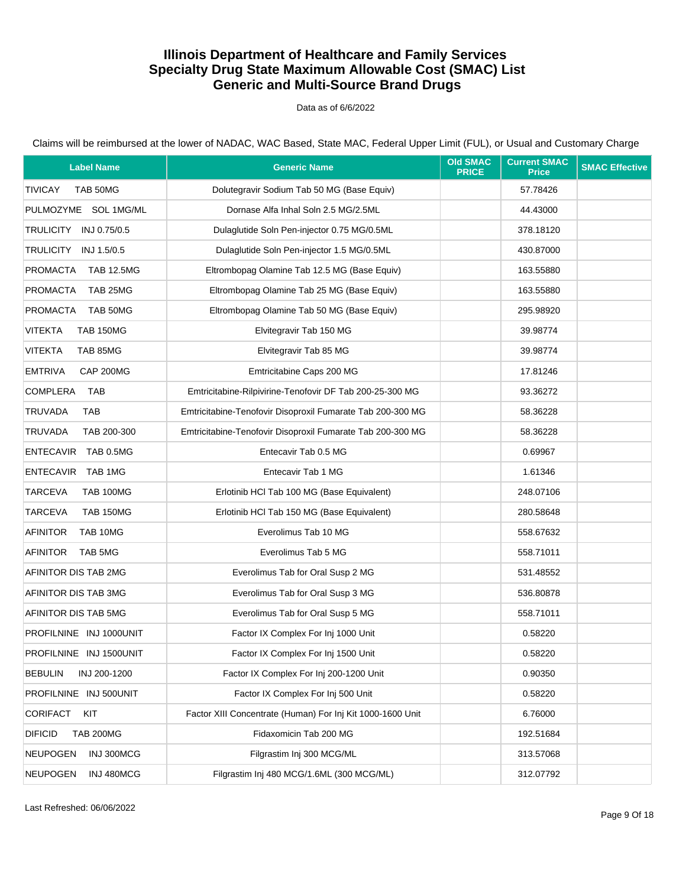# Illinois Department of Healthcare and Family Services
# Specialty Drug State Maximum Allowable Cost (SMAC) List
# Generic and Multi-Source Brand Drugs

Data as of 6/6/2022

Claims will be reimbursed at the lower of NADAC, WAC Based, State MAC, Federal Upper Limit (FUL), or Usual and Customary Charge

| Label Name | Generic Name | Old SMAC PRICE | Current SMAC Price | SMAC Effective |
|---|---|---|---|---|
| TIVICAY TAB 50MG | Dolutegravir Sodium Tab 50 MG (Base Equiv) | | 57.78426 | |
| PULMOZYME SOL 1MG/ML | Dornase Alfa Inhal Soln 2.5 MG/2.5ML | | 44.43000 | |
| TRULICITY INJ 0.75/0.5 | Dulaglutide Soln Pen-injector 0.75 MG/0.5ML | | 378.18120 | |
| TRULICITY INJ 1.5/0.5 | Dulaglutide Soln Pen-injector 1.5 MG/0.5ML | | 430.87000 | |
| PROMACTA TAB 12.5MG | Eltrombopag Olamine Tab 12.5 MG (Base Equiv) | | 163.55880 | |
| PROMACTA TAB 25MG | Eltrombopag Olamine Tab 25 MG (Base Equiv) | | 163.55880 | |
| PROMACTA TAB 50MG | Eltrombopag Olamine Tab 50 MG (Base Equiv) | | 295.98920 | |
| VITEKTA TAB 150MG | Elvitegravir Tab 150 MG | | 39.98774 | |
| VITEKTA TAB 85MG | Elvitegravir Tab 85 MG | | 39.98774 | |
| EMTRIVA CAP 200MG | Emtricitabine Caps 200 MG | | 17.81246 | |
| COMPLERA TAB | Emtricitabine-Rilpivirine-Tenofovir DF Tab 200-25-300 MG | | 93.36272 | |
| TRUVADA TAB | Emtricitabine-Tenofovir Disoproxil Fumarate Tab 200-300 MG | | 58.36228 | |
| TRUVADA TAB 200-300 | Emtricitabine-Tenofovir Disoproxil Fumarate Tab 200-300 MG | | 58.36228 | |
| ENTECAVIR TAB 0.5MG | Entecavir Tab 0.5 MG | | 0.69967 | |
| ENTECAVIR TAB 1MG | Entecavir Tab 1 MG | | 1.61346 | |
| TARCEVA TAB 100MG | Erlotinib HCl Tab 100 MG (Base Equivalent) | | 248.07106 | |
| TARCEVA TAB 150MG | Erlotinib HCl Tab 150 MG (Base Equivalent) | | 280.58648 | |
| AFINITOR TAB 10MG | Everolimus Tab 10 MG | | 558.67632 | |
| AFINITOR TAB 5MG | Everolimus Tab 5 MG | | 558.71011 | |
| AFINITOR DIS TAB 2MG | Everolimus Tab for Oral Susp 2 MG | | 531.48552 | |
| AFINITOR DIS TAB 3MG | Everolimus Tab for Oral Susp 3 MG | | 536.80878 | |
| AFINITOR DIS TAB 5MG | Everolimus Tab for Oral Susp 5 MG | | 558.71011 | |
| PROFILNINE INJ 1000UNIT | Factor IX Complex For Inj 1000 Unit | | 0.58220 | |
| PROFILNINE INJ 1500UNIT | Factor IX Complex For Inj 1500 Unit | | 0.58220 | |
| BEBULIN INJ 200-1200 | Factor IX Complex For Inj 200-1200 Unit | | 0.90350 | |
| PROFILNINE INJ 500UNIT | Factor IX Complex For Inj 500 Unit | | 0.58220 | |
| CORIFACT KIT | Factor XIII Concentrate (Human) For Inj Kit 1000-1600 Unit | | 6.76000 | |
| DIFICID TAB 200MG | Fidaxomicin Tab 200 MG | | 192.51684 | |
| NEUPOGEN INJ 300MCG | Filgrastim Inj 300 MCG/ML | | 313.57068 | |
| NEUPOGEN INJ 480MCG | Filgrastim Inj 480 MCG/1.6ML (300 MCG/ML) | | 312.07792 | |

Last Refreshed: 06/06/2022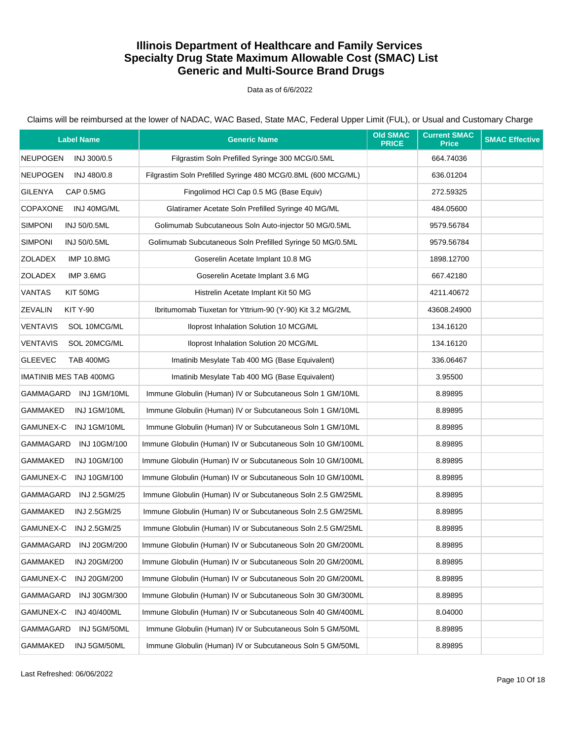# Illinois Department of Healthcare and Family Services
# Specialty Drug State Maximum Allowable Cost (SMAC) List
# Generic and Multi-Source Brand Drugs

Data as of 6/6/2022

Claims will be reimbursed at the lower of NADAC, WAC Based, State MAC, Federal Upper Limit (FUL), or Usual and Customary Charge

| Label Name | Generic Name | Old SMAC PRICE | Current SMAC Price | SMAC Effective |
|---|---|---|---|---|
| NEUPOGEN INJ 300/0.5 | Filgrastim Soln Prefilled Syringe 300 MCG/0.5ML | | 664.74036 | |
| NEUPOGEN INJ 480/0.8 | Filgrastim Soln Prefilled Syringe 480 MCG/0.8ML (600 MCG/ML) | | 636.01204 | |
| GILENYA CAP 0.5MG | Fingolimod HCl Cap 0.5 MG (Base Equiv) | | 272.59325 | |
| COPAXONE INJ 40MG/ML | Glatiramer Acetate Soln Prefilled Syringe 40 MG/ML | | 484.05600 | |
| SIMPONI INJ 50/0.5ML | Golimumab Subcutaneous Soln Auto-injector 50 MG/0.5ML | | 9579.56784 | |
| SIMPONI INJ 50/0.5ML | Golimumab Subcutaneous Soln Prefilled Syringe 50 MG/0.5ML | | 9579.56784 | |
| ZOLADEX IMP 10.8MG | Goserelin Acetate Implant 10.8 MG | | 1898.12700 | |
| ZOLADEX IMP 3.6MG | Goserelin Acetate Implant 3.6 MG | | 667.42180 | |
| VANTAS KIT 50MG | Histrelin Acetate Implant Kit 50 MG | | 4211.40672 | |
| ZEVALIN KIT Y-90 | Ibritumomab Tiuxetan for Yttrium-90 (Y-90) Kit 3.2 MG/2ML | | 43608.24900 | |
| VENTAVIS SOL 10MCG/ML | Iloprost Inhalation Solution 10 MCG/ML | | 134.16120 | |
| VENTAVIS SOL 20MCG/ML | Iloprost Inhalation Solution 20 MCG/ML | | 134.16120 | |
| GLEEVEC TAB 400MG | Imatinib Mesylate Tab 400 MG (Base Equivalent) | | 336.06467 | |
| IMATINIB MES TAB 400MG | Imatinib Mesylate Tab 400 MG (Base Equivalent) | | 3.95500 | |
| GAMMAGARD INJ 1GM/10ML | Immune Globulin (Human) IV or Subcutaneous Soln 1 GM/10ML | | 8.89895 | |
| GAMMAKED INJ 1GM/10ML | Immune Globulin (Human) IV or Subcutaneous Soln 1 GM/10ML | | 8.89895 | |
| GAMUNEX-C INJ 1GM/10ML | Immune Globulin (Human) IV or Subcutaneous Soln 1 GM/10ML | | 8.89895 | |
| GAMMAGARD INJ 10GM/100 | Immune Globulin (Human) IV or Subcutaneous Soln 10 GM/100ML | | 8.89895 | |
| GAMMAKED INJ 10GM/100 | Immune Globulin (Human) IV or Subcutaneous Soln 10 GM/100ML | | 8.89895 | |
| GAMUNEX-C INJ 10GM/100 | Immune Globulin (Human) IV or Subcutaneous Soln 10 GM/100ML | | 8.89895 | |
| GAMMAGARD INJ 2.5GM/25 | Immune Globulin (Human) IV or Subcutaneous Soln 2.5 GM/25ML | | 8.89895 | |
| GAMMAKED INJ 2.5GM/25 | Immune Globulin (Human) IV or Subcutaneous Soln 2.5 GM/25ML | | 8.89895 | |
| GAMUNEX-C INJ 2.5GM/25 | Immune Globulin (Human) IV or Subcutaneous Soln 2.5 GM/25ML | | 8.89895 | |
| GAMMAGARD INJ 20GM/200 | Immune Globulin (Human) IV or Subcutaneous Soln 20 GM/200ML | | 8.89895 | |
| GAMMAKED INJ 20GM/200 | Immune Globulin (Human) IV or Subcutaneous Soln 20 GM/200ML | | 8.89895 | |
| GAMUNEX-C INJ 20GM/200 | Immune Globulin (Human) IV or Subcutaneous Soln 20 GM/200ML | | 8.89895 | |
| GAMMAGARD INJ 30GM/300 | Immune Globulin (Human) IV or Subcutaneous Soln 30 GM/300ML | | 8.89895 | |
| GAMUNEX-C INJ 40/400ML | Immune Globulin (Human) IV or Subcutaneous Soln 40 GM/400ML | | 8.04000 | |
| GAMMAGARD INJ 5GM/50ML | Immune Globulin (Human) IV or Subcutaneous Soln 5 GM/50ML | | 8.89895 | |
| GAMMAKED INJ 5GM/50ML | Immune Globulin (Human) IV or Subcutaneous Soln 5 GM/50ML | | 8.89895 | |

Last Refreshed: 06/06/2022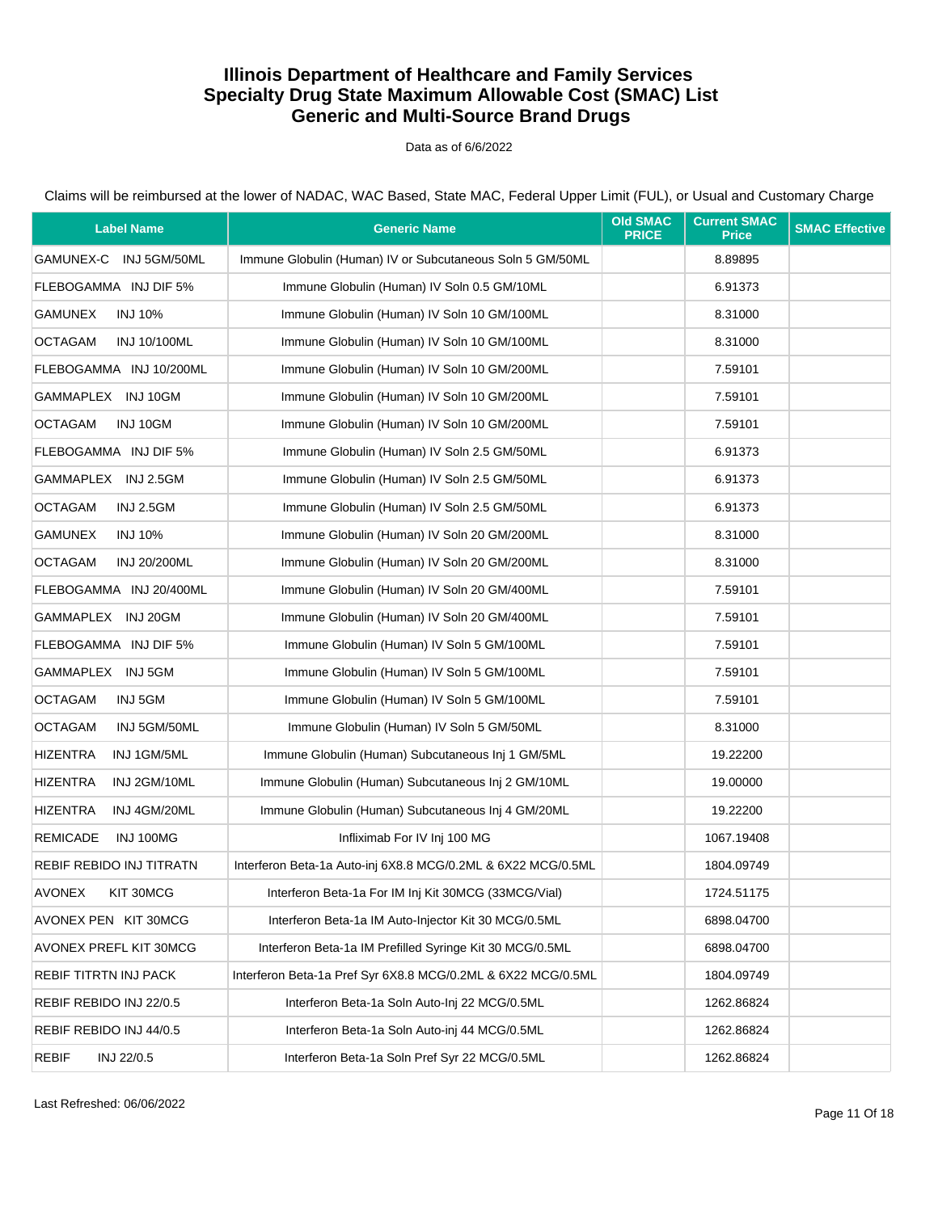# Illinois Department of Healthcare and Family Services
# Specialty Drug State Maximum Allowable Cost (SMAC) List
# Generic and Multi-Source Brand Drugs

Data as of 6/6/2022

Claims will be reimbursed at the lower of NADAC, WAC Based, State MAC, Federal Upper Limit (FUL), or Usual and Customary Charge

| Label Name | Generic Name | Old SMAC PRICE | Current SMAC Price | SMAC Effective |
|---|---|---|---|---|
| GAMUNEX-C INJ 5GM/50ML | Immune Globulin (Human) IV or Subcutaneous Soln 5 GM/50ML | | 8.89895 | |
| FLEBOGAMMA INJ DIF 5% | Immune Globulin (Human) IV Soln 0.5 GM/10ML | | 6.91373 | |
| GAMUNEX INJ 10% | Immune Globulin (Human) IV Soln 10 GM/100ML | | 8.31000 | |
| OCTAGAM INJ 10/100ML | Immune Globulin (Human) IV Soln 10 GM/100ML | | 8.31000 | |
| FLEBOGAMMA INJ 10/200ML | Immune Globulin (Human) IV Soln 10 GM/200ML | | 7.59101 | |
| GAMMAPLEX INJ 10GM | Immune Globulin (Human) IV Soln 10 GM/200ML | | 7.59101 | |
| OCTAGAM INJ 10GM | Immune Globulin (Human) IV Soln 10 GM/200ML | | 7.59101 | |
| FLEBOGAMMA INJ DIF 5% | Immune Globulin (Human) IV Soln 2.5 GM/50ML | | 6.91373 | |
| GAMMAPLEX INJ 2.5GM | Immune Globulin (Human) IV Soln 2.5 GM/50ML | | 6.91373 | |
| OCTAGAM INJ 2.5GM | Immune Globulin (Human) IV Soln 2.5 GM/50ML | | 6.91373 | |
| GAMUNEX INJ 10% | Immune Globulin (Human) IV Soln 20 GM/200ML | | 8.31000 | |
| OCTAGAM INJ 20/200ML | Immune Globulin (Human) IV Soln 20 GM/200ML | | 8.31000 | |
| FLEBOGAMMA INJ 20/400ML | Immune Globulin (Human) IV Soln 20 GM/400ML | | 7.59101 | |
| GAMMAPLEX INJ 20GM | Immune Globulin (Human) IV Soln 20 GM/400ML | | 7.59101 | |
| FLEBOGAMMA INJ DIF 5% | Immune Globulin (Human) IV Soln 5 GM/100ML | | 7.59101 | |
| GAMMAPLEX INJ 5GM | Immune Globulin (Human) IV Soln 5 GM/100ML | | 7.59101 | |
| OCTAGAM INJ 5GM | Immune Globulin (Human) IV Soln 5 GM/100ML | | 7.59101 | |
| OCTAGAM INJ 5GM/50ML | Immune Globulin (Human) IV Soln 5 GM/50ML | | 8.31000 | |
| HIZENTRA INJ 1GM/5ML | Immune Globulin (Human) Subcutaneous Inj 1 GM/5ML | | 19.22200 | |
| HIZENTRA INJ 2GM/10ML | Immune Globulin (Human) Subcutaneous Inj 2 GM/10ML | | 19.00000 | |
| HIZENTRA INJ 4GM/20ML | Immune Globulin (Human) Subcutaneous Inj 4 GM/20ML | | 19.22200 | |
| REMICADE INJ 100MG | Infliximab For IV Inj 100 MG | | 1067.19408 | |
| REBIF REBIDO INJ TITRATN | Interferon Beta-1a Auto-inj 6X8.8 MCG/0.2ML & 6X22 MCG/0.5ML | | 1804.09749 | |
| AVONEX KIT 30MCG | Interferon Beta-1a For IM Inj Kit 30MCG (33MCG/Vial) | | 1724.51175 | |
| AVONEX PEN KIT 30MCG | Interferon Beta-1a IM Auto-Injector Kit 30 MCG/0.5ML | | 6898.04700 | |
| AVONEX PREFL KIT 30MCG | Interferon Beta-1a IM Prefilled Syringe Kit 30 MCG/0.5ML | | 6898.04700 | |
| REBIF TITRTN INJ PACK | Interferon Beta-1a Pref Syr 6X8.8 MCG/0.2ML & 6X22 MCG/0.5ML | | 1804.09749 | |
| REBIF REBIDO INJ 22/0.5 | Interferon Beta-1a Soln Auto-Inj 22 MCG/0.5ML | | 1262.86824 | |
| REBIF REBIDO INJ 44/0.5 | Interferon Beta-1a Soln Auto-inj 44 MCG/0.5ML | | 1262.86824 | |
| REBIF INJ 22/0.5 | Interferon Beta-1a Soln Pref Syr 22 MCG/0.5ML | | 1262.86824 | |

Last Refreshed: 06/06/2022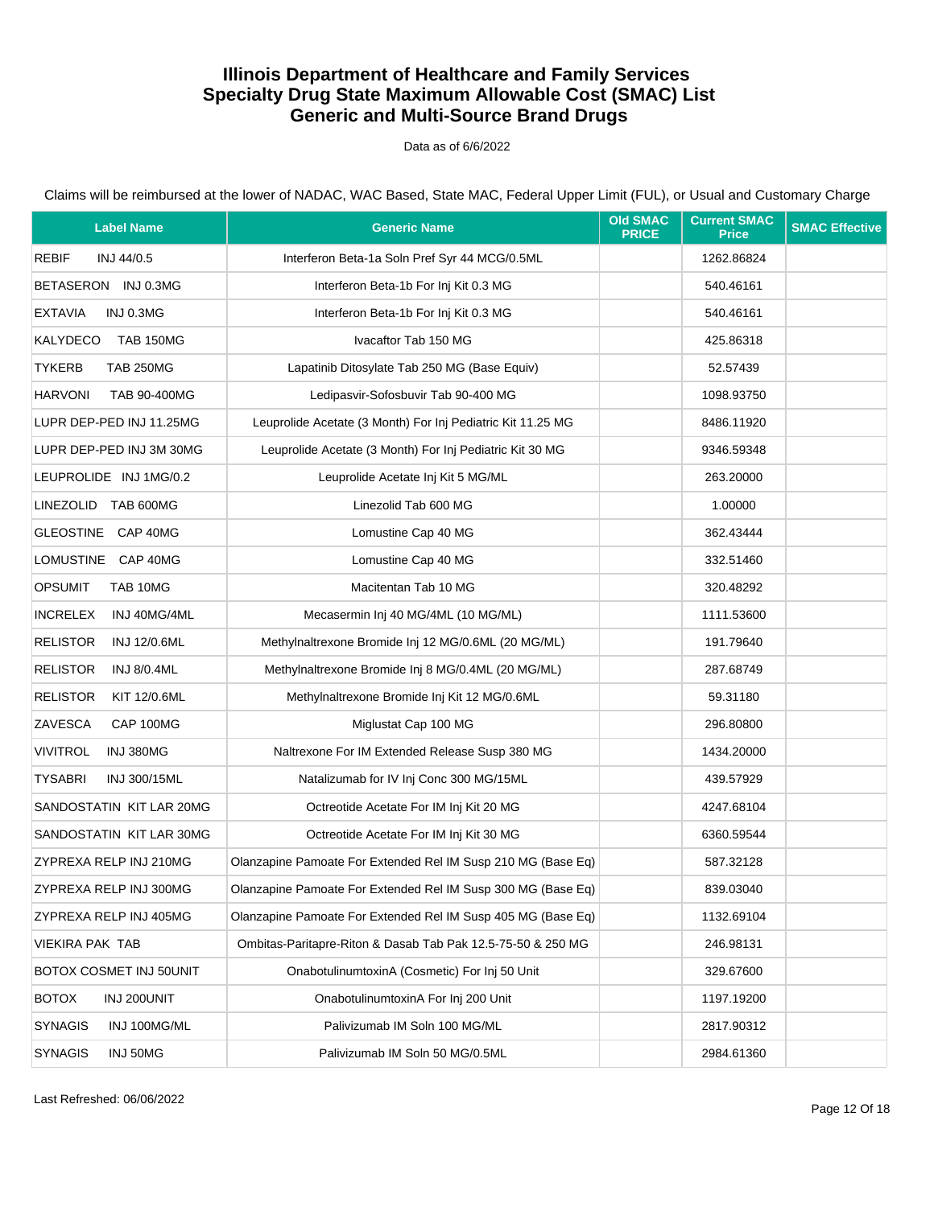# Illinois Department of Healthcare and Family Services
## Specialty Drug State Maximum Allowable Cost (SMAC) List
## Generic and Multi-Source Brand Drugs

Data as of 6/6/2022

Claims will be reimbursed at the lower of NADAC, WAC Based, State MAC, Federal Upper Limit (FUL), or Usual and Customary Charge

| Label Name | Generic Name | Old SMAC PRICE | Current SMAC Price | SMAC Effective |
|---|---|---|---|---|
| REBIF INJ 44/0.5 | Interferon Beta-1a Soln Pref Syr 44 MCG/0.5ML | | 1262.86824 | |
| BETASERON INJ 0.3MG | Interferon Beta-1b For Inj Kit 0.3 MG | | 540.46161 | |
| EXTAVIA INJ 0.3MG | Interferon Beta-1b For Inj Kit 0.3 MG | | 540.46161 | |
| KALYDECO TAB 150MG | Ivacaftor Tab 150 MG | | 425.86318 | |
| TYKERB TAB 250MG | Lapatinib Ditosylate Tab 250 MG (Base Equiv) | | 52.57439 | |
| HARVONI TAB 90-400MG | Ledipasvir-Sofosbuvir Tab 90-400 MG | | 1098.93750 | |
| LUPR DEP-PED INJ 11.25MG | Leuprolide Acetate (3 Month) For Inj Pediatric Kit 11.25 MG | | 8486.11920 | |
| LUPR DEP-PED INJ 3M 30MG | Leuprolide Acetate (3 Month) For Inj Pediatric Kit 30 MG | | 9346.59348 | |
| LEUPROLIDE INJ 1MG/0.2 | Leuprolide Acetate Inj Kit 5 MG/ML | | 263.20000 | |
| LINEZOLID TAB 600MG | Linezolid Tab 600 MG | | 1.00000 | |
| GLEOSTINE CAP 40MG | Lomustine Cap 40 MG | | 362.43444 | |
| LOMUSTINE CAP 40MG | Lomustine Cap 40 MG | | 332.51460 | |
| OPSUMIT TAB 10MG | Macitentan Tab 10 MG | | 320.48292 | |
| INCRELEX INJ 40MG/4ML | Mecasermin Inj 40 MG/4ML (10 MG/ML) | | 1111.53600 | |
| RELISTOR INJ 12/0.6ML | Methylnaltrexone Bromide Inj 12 MG/0.6ML (20 MG/ML) | | 191.79640 | |
| RELISTOR INJ 8/0.4ML | Methylnaltrexone Bromide Inj 8 MG/0.4ML (20 MG/ML) | | 287.68749 | |
| RELISTOR KIT 12/0.6ML | Methylnaltrexone Bromide Inj Kit 12 MG/0.6ML | | 59.31180 | |
| ZAVESCA CAP 100MG | Miglustat Cap 100 MG | | 296.80800 | |
| VIVITROL INJ 380MG | Naltrexone For IM Extended Release Susp 380 MG | | 1434.20000 | |
| TYSABRI INJ 300/15ML | Natalizumab for IV Inj Conc 300 MG/15ML | | 439.57929 | |
| SANDOSTATIN KIT LAR 20MG | Octreotide Acetate For IM Inj Kit 20 MG | | 4247.68104 | |
| SANDOSTATIN KIT LAR 30MG | Octreotide Acetate For IM Inj Kit 30 MG | | 6360.59544 | |
| ZYPREXA RELP INJ 210MG | Olanzapine Pamoate For Extended Rel IM Susp 210 MG (Base Eq) | | 587.32128 | |
| ZYPREXA RELP INJ 300MG | Olanzapine Pamoate For Extended Rel IM Susp 300 MG (Base Eq) | | 839.03040 | |
| ZYPREXA RELP INJ 405MG | Olanzapine Pamoate For Extended Rel IM Susp 405 MG (Base Eq) | | 1132.69104 | |
| VIEKIRA PAK TAB | Ombitas-Paritapre-Riton & Dasab Tab Pak 12.5-75-50 & 250 MG | | 246.98131 | |
| BOTOX COSMET INJ 50UNIT | OnabotulinumtoxinA (Cosmetic) For Inj 50 Unit | | 329.67600 | |
| BOTOX INJ 200UNIT | OnabotulinumtoxinA For Inj 200 Unit | | 1197.19200 | |
| SYNAGIS INJ 100MG/ML | Palivizumab IM Soln 100 MG/ML | | 2817.90312 | |
| SYNAGIS INJ 50MG | Palivizumab IM Soln 50 MG/0.5ML | | 2984.61360 | |

Last Refreshed: 06/06/2022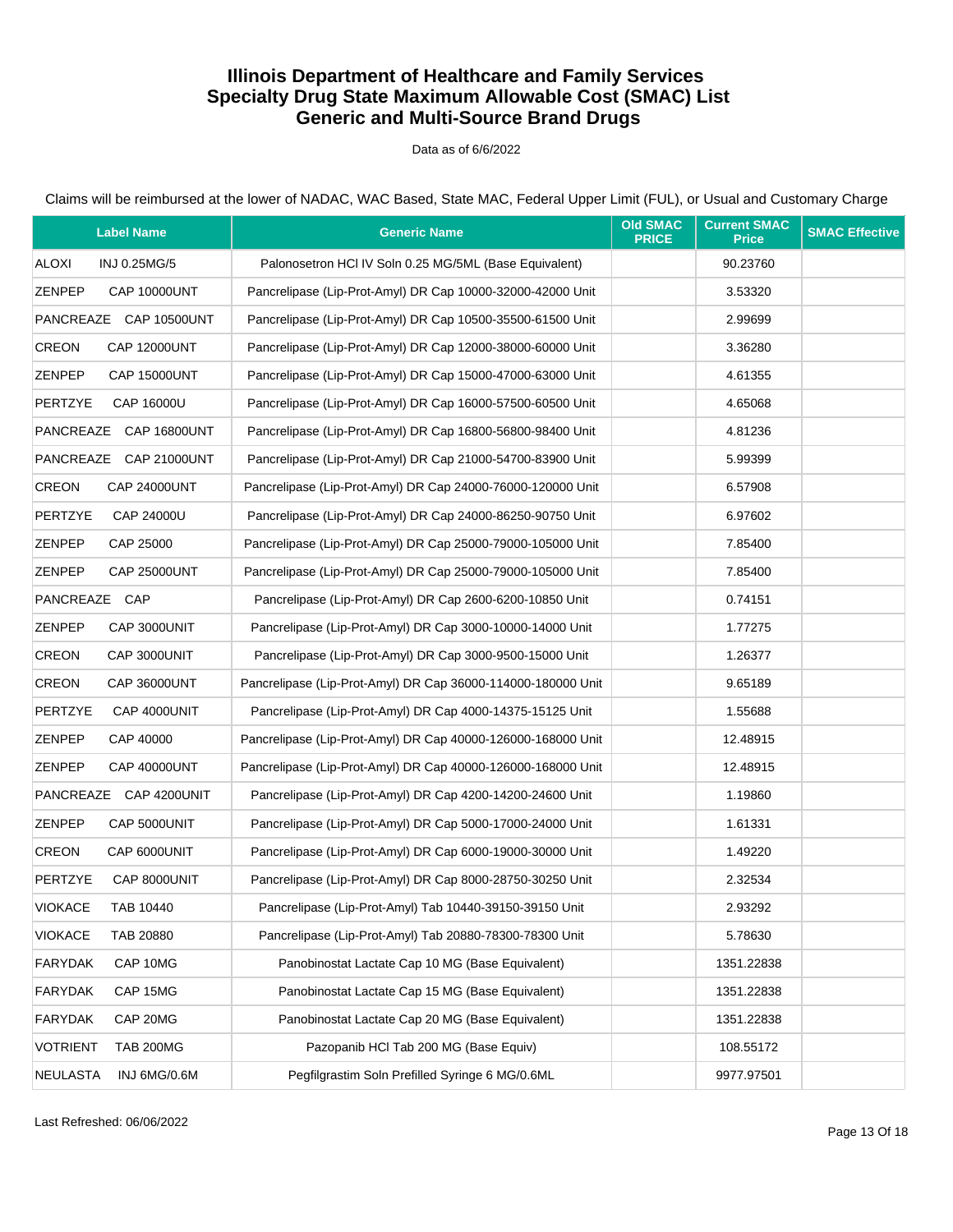# Illinois Department of Healthcare and Family Services
## Specialty Drug State Maximum Allowable Cost (SMAC) List
## Generic and Multi-Source Brand Drugs

Data as of 6/6/2022

Claims will be reimbursed at the lower of NADAC, WAC Based, State MAC, Federal Upper Limit (FUL), or Usual and Customary Charge

| Label Name | Generic Name | Old SMAC PRICE | Current SMAC Price | SMAC Effective |
|---|---|---|---|---|
| ALOXI INJ 0.25MG/5 | Palonosetron HCl IV Soln 0.25 MG/5ML (Base Equivalent) | | 90.23760 | |
| ZENPEP CAP 10000UNT | Pancrelipase (Lip-Prot-Amyl) DR Cap 10000-32000-42000 Unit | | 3.53320 | |
| PANCREAZE CAP 10500UNT | Pancrelipase (Lip-Prot-Amyl) DR Cap 10500-35500-61500 Unit | | 2.99699 | |
| CREON CAP 12000UNT | Pancrelipase (Lip-Prot-Amyl) DR Cap 12000-38000-60000 Unit | | 3.36280 | |
| ZENPEP CAP 15000UNT | Pancrelipase (Lip-Prot-Amyl) DR Cap 15000-47000-63000 Unit | | 4.61355 | |
| PERTZYE CAP 16000U | Pancrelipase (Lip-Prot-Amyl) DR Cap 16000-57500-60500 Unit | | 4.65068 | |
| PANCREAZE CAP 16800UNT | Pancrelipase (Lip-Prot-Amyl) DR Cap 16800-56800-98400 Unit | | 4.81236 | |
| PANCREAZE CAP 21000UNT | Pancrelipase (Lip-Prot-Amyl) DR Cap 21000-54700-83900 Unit | | 5.99399 | |
| CREON CAP 24000UNT | Pancrelipase (Lip-Prot-Amyl) DR Cap 24000-76000-120000 Unit | | 6.57908 | |
| PERTZYE CAP 24000U | Pancrelipase (Lip-Prot-Amyl) DR Cap 24000-86250-90750 Unit | | 6.97602 | |
| ZENPEP CAP 25000 | Pancrelipase (Lip-Prot-Amyl) DR Cap 25000-79000-105000 Unit | | 7.85400 | |
| ZENPEP CAP 25000UNT | Pancrelipase (Lip-Prot-Amyl) DR Cap 25000-79000-105000 Unit | | 7.85400 | |
| PANCREAZE CAP | Pancrelipase (Lip-Prot-Amyl) DR Cap 2600-6200-10850 Unit | | 0.74151 | |
| ZENPEP CAP 3000UNIT | Pancrelipase (Lip-Prot-Amyl) DR Cap 3000-10000-14000 Unit | | 1.77275 | |
| CREON CAP 3000UNIT | Pancrelipase (Lip-Prot-Amyl) DR Cap 3000-9500-15000 Unit | | 1.26377 | |
| CREON CAP 36000UNT | Pancrelipase (Lip-Prot-Amyl) DR Cap 36000-114000-180000 Unit | | 9.65189 | |
| PERTZYE CAP 4000UNIT | Pancrelipase (Lip-Prot-Amyl) DR Cap 4000-14375-15125 Unit | | 1.55688 | |
| ZENPEP CAP 40000 | Pancrelipase (Lip-Prot-Amyl) DR Cap 40000-126000-168000 Unit | | 12.48915 | |
| ZENPEP CAP 40000UNT | Pancrelipase (Lip-Prot-Amyl) DR Cap 40000-126000-168000 Unit | | 12.48915 | |
| PANCREAZE CAP 4200UNIT | Pancrelipase (Lip-Prot-Amyl) DR Cap 4200-14200-24600 Unit | | 1.19860 | |
| ZENPEP CAP 5000UNIT | Pancrelipase (Lip-Prot-Amyl) DR Cap 5000-17000-24000 Unit | | 1.61331 | |
| CREON CAP 6000UNIT | Pancrelipase (Lip-Prot-Amyl) DR Cap 6000-19000-30000 Unit | | 1.49220 | |
| PERTZYE CAP 8000UNIT | Pancrelipase (Lip-Prot-Amyl) DR Cap 8000-28750-30250 Unit | | 2.32534 | |
| VIOKACE TAB 10440 | Pancrelipase (Lip-Prot-Amyl) Tab 10440-39150-39150 Unit | | 2.93292 | |
| VIOKACE TAB 20880 | Pancrelipase (Lip-Prot-Amyl) Tab 20880-78300-78300 Unit | | 5.78630 | |
| FARYDAK CAP 10MG | Panobinostat Lactate Cap 10 MG (Base Equivalent) | | 1351.22838 | |
| FARYDAK CAP 15MG | Panobinostat Lactate Cap 15 MG (Base Equivalent) | | 1351.22838 | |
| FARYDAK CAP 20MG | Panobinostat Lactate Cap 20 MG (Base Equivalent) | | 1351.22838 | |
| VOTRIENT TAB 200MG | Pazopanib HCl Tab 200 MG (Base Equiv) | | 108.55172 | |
| NEULASTA INJ 6MG/0.6M | Pegfilgrastim Soln Prefilled Syringe 6 MG/0.6ML | | 9977.97501 | |

Last Refreshed: 06/06/2022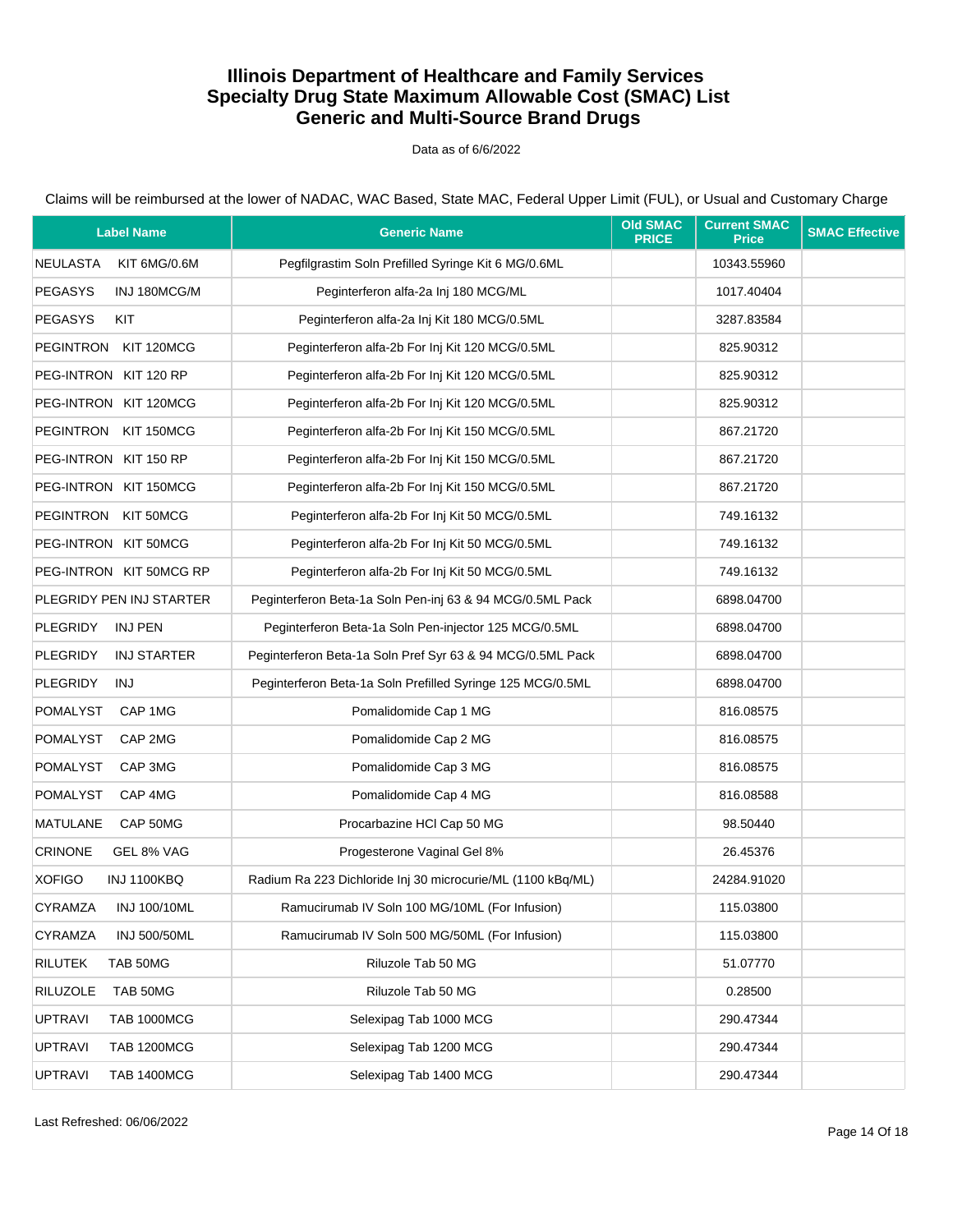# Illinois Department of Healthcare and Family Services
# Specialty Drug State Maximum Allowable Cost (SMAC) List
# Generic and Multi-Source Brand Drugs

Data as of 6/6/2022

Claims will be reimbursed at the lower of NADAC, WAC Based, State MAC, Federal Upper Limit (FUL), or Usual and Customary Charge

| Label Name | Generic Name | Old SMAC PRICE | Current SMAC Price | SMAC Effective |
|---|---|---|---|---|
| NEULASTA KIT 6MG/0.6M | Pegfilgrastim Soln Prefilled Syringe Kit 6 MG/0.6ML | | 10343.55960 | |
| PEGASYS INJ 180MCG/M | Peginterferon alfa-2a Inj 180 MCG/ML | | 1017.40404 | |
| PEGASYS KIT | Peginterferon alfa-2a Inj Kit 180 MCG/0.5ML | | 3287.83584 | |
| PEGINTRON KIT 120MCG | Peginterferon alfa-2b For Inj Kit 120 MCG/0.5ML | | 825.90312 | |
| PEG-INTRON KIT 120 RP | Peginterferon alfa-2b For Inj Kit 120 MCG/0.5ML | | 825.90312 | |
| PEG-INTRON KIT 120MCG | Peginterferon alfa-2b For Inj Kit 120 MCG/0.5ML | | 825.90312 | |
| PEGINTRON KIT 150MCG | Peginterferon alfa-2b For Inj Kit 150 MCG/0.5ML | | 867.21720 | |
| PEG-INTRON KIT 150 RP | Peginterferon alfa-2b For Inj Kit 150 MCG/0.5ML | | 867.21720 | |
| PEG-INTRON KIT 150MCG | Peginterferon alfa-2b For Inj Kit 150 MCG/0.5ML | | 867.21720 | |
| PEGINTRON KIT 50MCG | Peginterferon alfa-2b For Inj Kit 50 MCG/0.5ML | | 749.16132 | |
| PEG-INTRON KIT 50MCG | Peginterferon alfa-2b For Inj Kit 50 MCG/0.5ML | | 749.16132 | |
| PEG-INTRON KIT 50MCG RP | Peginterferon alfa-2b For Inj Kit 50 MCG/0.5ML | | 749.16132 | |
| PLEGRIDY PEN INJ STARTER | Peginterferon Beta-1a Soln Pen-inj 63 & 94 MCG/0.5ML Pack | | 6898.04700 | |
| PLEGRIDY INJ PEN | Peginterferon Beta-1a Soln Pen-injector 125 MCG/0.5ML | | 6898.04700 | |
| PLEGRIDY INJ STARTER | Peginterferon Beta-1a Soln Pref Syr 63 & 94 MCG/0.5ML Pack | | 6898.04700 | |
| PLEGRIDY INJ | Peginterferon Beta-1a Soln Prefilled Syringe 125 MCG/0.5ML | | 6898.04700 | |
| POMALYST CAP 1MG | Pomalidomide Cap 1 MG | | 816.08575 | |
| POMALYST CAP 2MG | Pomalidomide Cap 2 MG | | 816.08575 | |
| POMALYST CAP 3MG | Pomalidomide Cap 3 MG | | 816.08575 | |
| POMALYST CAP 4MG | Pomalidomide Cap 4 MG | | 816.08588 | |
| MATULANE CAP 50MG | Procarbazine HCl Cap 50 MG | | 98.50440 | |
| CRINONE GEL 8% VAG | Progesterone Vaginal Gel 8% | | 26.45376 | |
| XOFIGO INJ 1100KBQ | Radium Ra 223 Dichloride Inj 30 microcurie/ML (1100 kBq/ML) | | 24284.91020 | |
| CYRAMZA INJ 100/10ML | Ramucirumab IV Soln 100 MG/10ML (For Infusion) | | 115.03800 | |
| CYRAMZA INJ 500/50ML | Ramucirumab IV Soln 500 MG/50ML (For Infusion) | | 115.03800 | |
| RILUTEK TAB 50MG | Riluzole Tab 50 MG | | 51.07770 | |
| RILUZOLE TAB 50MG | Riluzole Tab 50 MG | | 0.28500 | |
| UPTRAVI TAB 1000MCG | Selexipag Tab 1000 MCG | | 290.47344 | |
| UPTRAVI TAB 1200MCG | Selexipag Tab 1200 MCG | | 290.47344 | |
| UPTRAVI TAB 1400MCG | Selexipag Tab 1400 MCG | | 290.47344 | |

Last Refreshed: 06/06/2022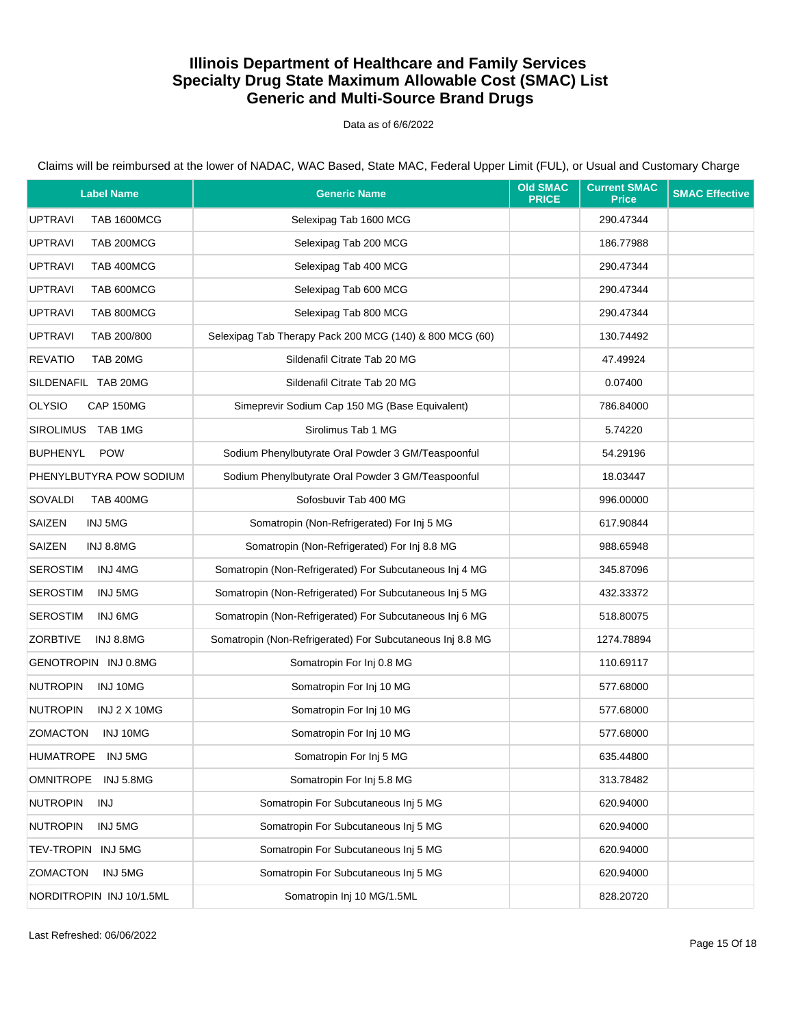# Illinois Department of Healthcare and Family Services
## Specialty Drug State Maximum Allowable Cost (SMAC) List
## Generic and Multi-Source Brand Drugs

Data as of 6/6/2022

Claims will be reimbursed at the lower of NADAC, WAC Based, State MAC, Federal Upper Limit (FUL), or Usual and Customary Charge

| Label Name | Generic Name | Old SMAC PRICE | Current SMAC Price | SMAC Effective |
|---|---|---|---|---|
| UPTRAVI TAB 1600MCG | Selexipag Tab 1600 MCG | | 290.47344 | |
| UPTRAVI TAB 200MCG | Selexipag Tab 200 MCG | | 186.77988 | |
| UPTRAVI TAB 400MCG | Selexipag Tab 400 MCG | | 290.47344 | |
| UPTRAVI TAB 600MCG | Selexipag Tab 600 MCG | | 290.47344 | |
| UPTRAVI TAB 800MCG | Selexipag Tab 800 MCG | | 290.47344 | |
| UPTRAVI TAB 200/800 | Selexipag Tab Therapy Pack 200 MCG (140) & 800 MCG (60) | | 130.74492 | |
| REVATIO TAB 20MG | Sildenafil Citrate Tab 20 MG | | 47.49924 | |
| SILDENAFIL TAB 20MG | Sildenafil Citrate Tab 20 MG | | 0.07400 | |
| OLYSIO CAP 150MG | Simeprevir Sodium Cap 150 MG (Base Equivalent) | | 786.84000 | |
| SIROLIMUS TAB 1MG | Sirolimus Tab 1 MG | | 5.74220 | |
| BUPHENYL POW | Sodium Phenylbutyrate Oral Powder 3 GM/Teaspoonful | | 54.29196 | |
| PHENYLBUTYRA POW SODIUM | Sodium Phenylbutyrate Oral Powder 3 GM/Teaspoonful | | 18.03447 | |
| SOVALDI TAB 400MG | Sofosbuvir Tab 400 MG | | 996.00000 | |
| SAIZEN INJ 5MG | Somatropin (Non-Refrigerated) For Inj 5 MG | | 617.90844 | |
| SAIZEN INJ 8.8MG | Somatropin (Non-Refrigerated) For Inj 8.8 MG | | 988.65948 | |
| SEROSTIM INJ 4MG | Somatropin (Non-Refrigerated) For Subcutaneous Inj 4 MG | | 345.87096 | |
| SEROSTIM INJ 5MG | Somatropin (Non-Refrigerated) For Subcutaneous Inj 5 MG | | 432.33372 | |
| SEROSTIM INJ 6MG | Somatropin (Non-Refrigerated) For Subcutaneous Inj 6 MG | | 518.80075 | |
| ZORBTIVE INJ 8.8MG | Somatropin (Non-Refrigerated) For Subcutaneous Inj 8.8 MG | | 1274.78894 | |
| GENOTROPIN INJ 0.8MG | Somatropin For Inj 0.8 MG | | 110.69117 | |
| NUTROPIN INJ 10MG | Somatropin For Inj 10 MG | | 577.68000 | |
| NUTROPIN INJ 2 X 10MG | Somatropin For Inj 10 MG | | 577.68000 | |
| ZOMACTON INJ 10MG | Somatropin For Inj 10 MG | | 577.68000 | |
| HUMATROPE INJ 5MG | Somatropin For Inj 5 MG | | 635.44800 | |
| OMNITROPE INJ 5.8MG | Somatropin For Inj 5.8 MG | | 313.78482 | |
| NUTROPIN INJ | Somatropin For Subcutaneous Inj 5 MG | | 620.94000 | |
| NUTROPIN INJ 5MG | Somatropin For Subcutaneous Inj 5 MG | | 620.94000 | |
| TEV-TROPIN INJ 5MG | Somatropin For Subcutaneous Inj 5 MG | | 620.94000 | |
| ZOMACTON INJ 5MG | Somatropin For Subcutaneous Inj 5 MG | | 620.94000 | |
| NORDITROPIN INJ 10/1.5ML | Somatropin Inj 10 MG/1.5ML | | 828.20720 | |

Last Refreshed: 06/06/2022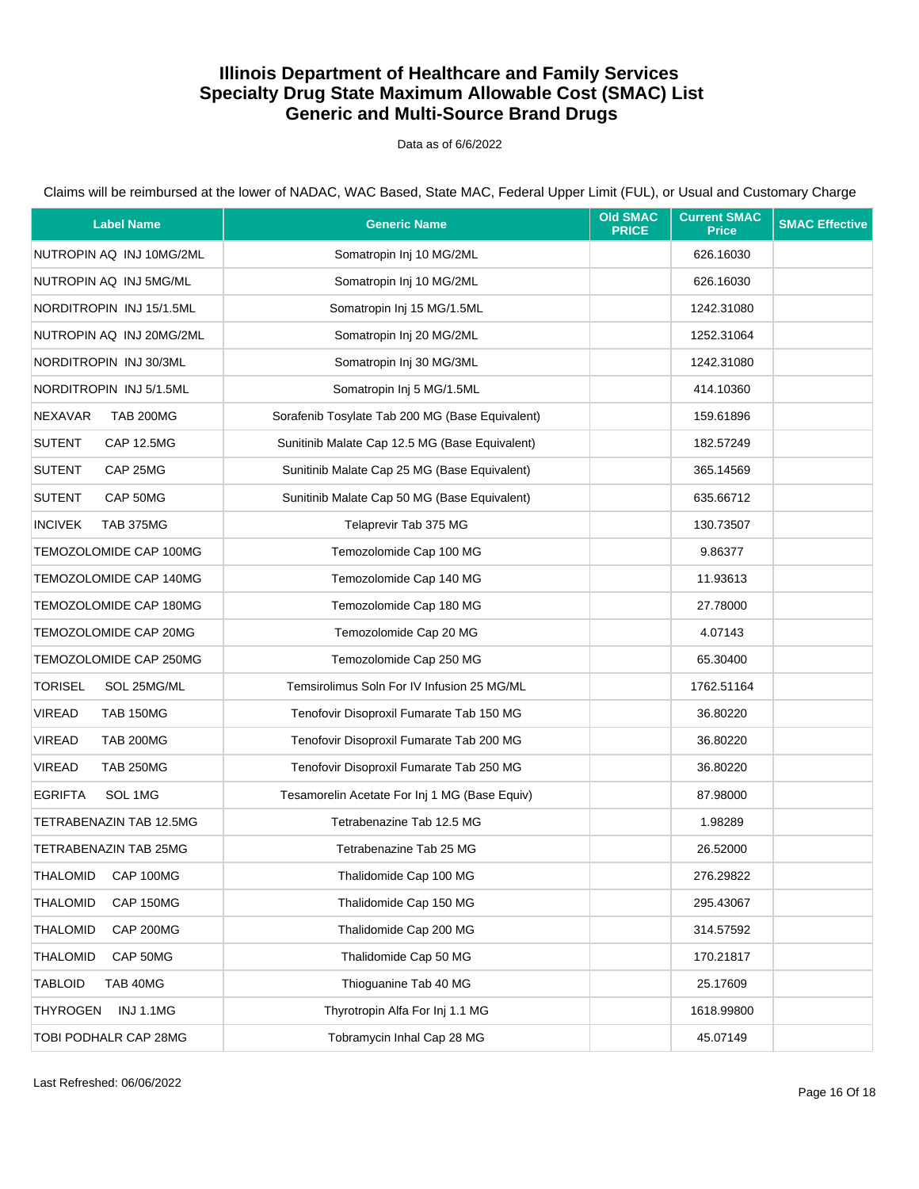# Illinois Department of Healthcare and Family Services
# Specialty Drug State Maximum Allowable Cost (SMAC) List
# Generic and Multi-Source Brand Drugs

Data as of 6/6/2022

Claims will be reimbursed at the lower of NADAC, WAC Based, State MAC, Federal Upper Limit (FUL), or Usual and Customary Charge

| Label Name | Generic Name | Old SMAC PRICE | Current SMAC Price | SMAC Effective |
|---|---|---|---|---|
| NUTROPIN AQ INJ 10MG/2ML | Somatropin Inj 10 MG/2ML | | 626.16030 | |
| NUTROPIN AQ INJ 5MG/ML | Somatropin Inj 10 MG/2ML | | 626.16030 | |
| NORDITROPIN INJ 15/1.5ML | Somatropin Inj 15 MG/1.5ML | | 1242.31080 | |
| NUTROPIN AQ INJ 20MG/2ML | Somatropin Inj 20 MG/2ML | | 1252.31064 | |
| NORDITROPIN INJ 30/3ML | Somatropin Inj 30 MG/3ML | | 1242.31080 | |
| NORDITROPIN INJ 5/1.5ML | Somatropin Inj 5 MG/1.5ML | | 414.10360 | |
| NEXAVAR TAB 200MG | Sorafenib Tosylate Tab 200 MG (Base Equivalent) | | 159.61896 | |
| SUTENT CAP 12.5MG | Sunitinib Malate Cap 12.5 MG (Base Equivalent) | | 182.57249 | |
| SUTENT CAP 25MG | Sunitinib Malate Cap 25 MG (Base Equivalent) | | 365.14569 | |
| SUTENT CAP 50MG | Sunitinib Malate Cap 50 MG (Base Equivalent) | | 635.66712 | |
| INCIVEK TAB 375MG | Telaprevir Tab 375 MG | | 130.73507 | |
| TEMOZOLOMIDE CAP 100MG | Temozolomide Cap 100 MG | | 9.86377 | |
| TEMOZOLOMIDE CAP 140MG | Temozolomide Cap 140 MG | | 11.93613 | |
| TEMOZOLOMIDE CAP 180MG | Temozolomide Cap 180 MG | | 27.78000 | |
| TEMOZOLOMIDE CAP 20MG | Temozolomide Cap 20 MG | | 4.07143 | |
| TEMOZOLOMIDE CAP 250MG | Temozolomide Cap 250 MG | | 65.30400 | |
| TORISEL SOL 25MG/ML | Temsirolimus Soln For IV Infusion 25 MG/ML | | 1762.51164 | |
| VIREAD TAB 150MG | Tenofovir Disoproxil Fumarate Tab 150 MG | | 36.80220 | |
| VIREAD TAB 200MG | Tenofovir Disoproxil Fumarate Tab 200 MG | | 36.80220 | |
| VIREAD TAB 250MG | Tenofovir Disoproxil Fumarate Tab 250 MG | | 36.80220 | |
| EGRIFTA SOL 1MG | Tesamorelin Acetate For Inj 1 MG (Base Equiv) | | 87.98000 | |
| TETRABENAZIN TAB 12.5MG | Tetrabenazine Tab 12.5 MG | | 1.98289 | |
| TETRABENAZIN TAB 25MG | Tetrabenazine Tab 25 MG | | 26.52000 | |
| THALOMID CAP 100MG | Thalidomide Cap 100 MG | | 276.29822 | |
| THALOMID CAP 150MG | Thalidomide Cap 150 MG | | 295.43067 | |
| THALOMID CAP 200MG | Thalidomide Cap 200 MG | | 314.57592 | |
| THALOMID CAP 50MG | Thalidomide Cap 50 MG | | 170.21817 | |
| TABLOID TAB 40MG | Thioguanine Tab 40 MG | | 25.17609 | |
| THYROGEN INJ 1.1MG | Thyrotropin Alfa For Inj 1.1 MG | | 1618.99800 | |
| TOBI PODHALR CAP 28MG | Tobramycin Inhal Cap 28 MG | | 45.07149 | |

Last Refreshed: 06/06/2022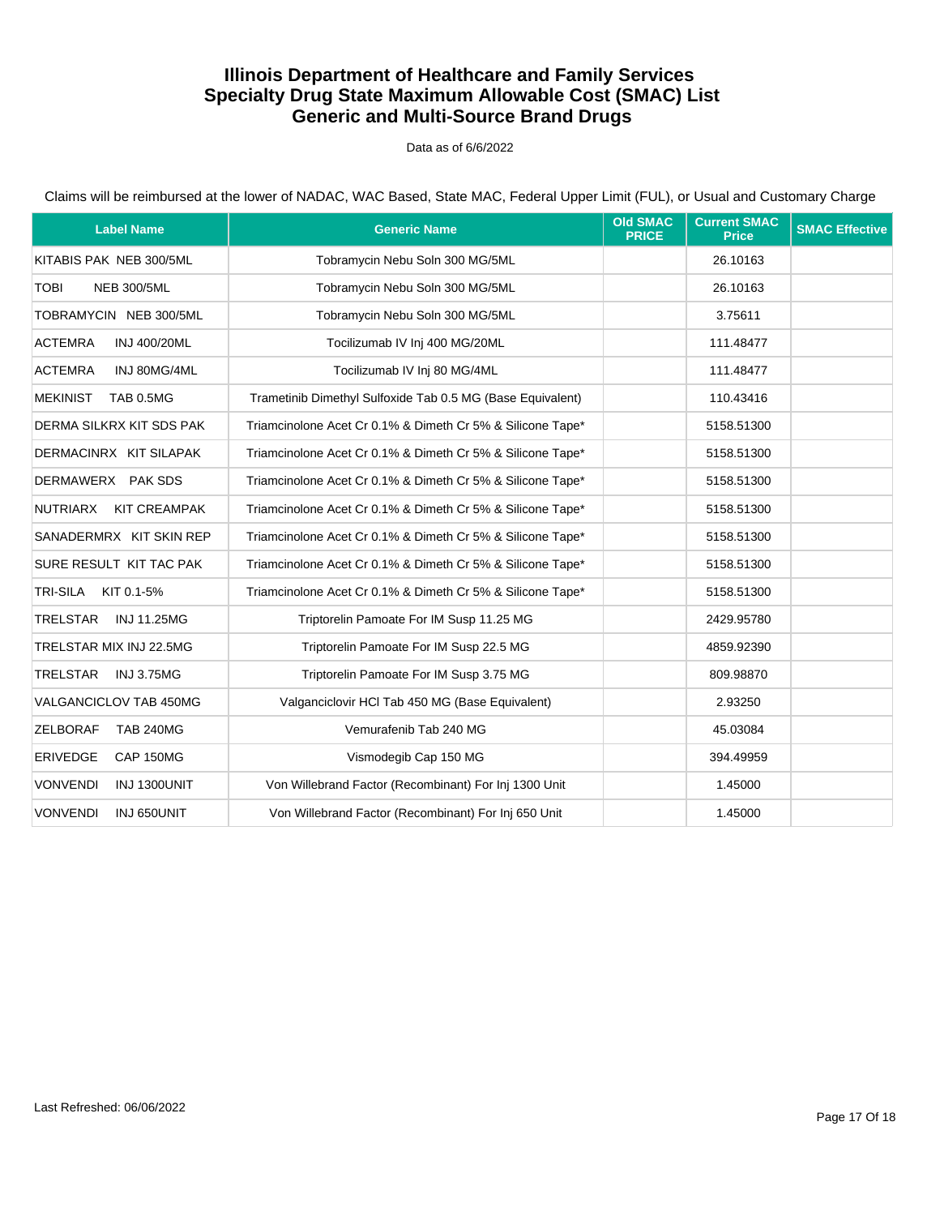# Illinois Department of Healthcare and Family Services
# Specialty Drug State Maximum Allowable Cost (SMAC) List
# Generic and Multi-Source Brand Drugs

Data as of 6/6/2022

Claims will be reimbursed at the lower of NADAC, WAC Based, State MAC, Federal Upper Limit (FUL), or Usual and Customary Charge

| Label Name | Generic Name | Old SMAC PRICE | Current SMAC Price | SMAC Effective |
|---|---|---|---|---|
| KITABIS PAK NEB 300/5ML | Tobramycin Nebu Soln 300 MG/5ML | | 26.10163 | |
| TOBI NEB 300/5ML | Tobramycin Nebu Soln 300 MG/5ML | | 26.10163 | |
| TOBRAMYCIN NEB 300/5ML | Tobramycin Nebu Soln 300 MG/5ML | | 3.75611 | |
| ACTEMRA INJ 400/20ML | Tocilizumab IV Inj 400 MG/20ML | | 111.48477 | |
| ACTEMRA INJ 80MG/4ML | Tocilizumab IV Inj 80 MG/4ML | | 111.48477 | |
| MEKINIST TAB 0.5MG | Trametinib Dimethyl Sulfoxide Tab 0.5 MG (Base Equivalent) | | 110.43416 | |
| DERMA SILKRX KIT SDS PAK | Triamcinolone Acet Cr 0.1% & Dimeth Cr 5% & Silicone Tape* | | 5158.51300 | |
| DERMACINRX KIT SILAPAK | Triamcinolone Acet Cr 0.1% & Dimeth Cr 5% & Silicone Tape* | | 5158.51300 | |
| DERMAWERX PAK SDS | Triamcinolone Acet Cr 0.1% & Dimeth Cr 5% & Silicone Tape* | | 5158.51300 | |
| NUTRIARX KIT CREAMPAK | Triamcinolone Acet Cr 0.1% & Dimeth Cr 5% & Silicone Tape* | | 5158.51300 | |
| SANADERMRX KIT SKIN REP | Triamcinolone Acet Cr 0.1% & Dimeth Cr 5% & Silicone Tape* | | 5158.51300 | |
| SURE RESULT KIT TAC PAK | Triamcinolone Acet Cr 0.1% & Dimeth Cr 5% & Silicone Tape* | | 5158.51300 | |
| TRI-SILA KIT 0.1-5% | Triamcinolone Acet Cr 0.1% & Dimeth Cr 5% & Silicone Tape* | | 5158.51300 | |
| TRELSTAR INJ 11.25MG | Triptorelin Pamoate For IM Susp 11.25 MG | | 2429.95780 | |
| TRELSTAR MIX INJ 22.5MG | Triptorelin Pamoate For IM Susp 22.5 MG | | 4859.92390 | |
| TRELSTAR INJ 3.75MG | Triptorelin Pamoate For IM Susp 3.75 MG | | 809.98870 | |
| VALGANCICLOV TAB 450MG | Valganciclovir HCl Tab 450 MG (Base Equivalent) | | 2.93250 | |
| ZELBORAF TAB 240MG | Vemurafenib Tab 240 MG | | 45.03084 | |
| ERIVEDGE CAP 150MG | Vismodegib Cap 150 MG | | 394.49959 | |
| VONVENDI INJ 1300UNIT | Von Willebrand Factor (Recombinant) For Inj 1300 Unit | | 1.45000 | |
| VONVENDI INJ 650UNIT | Von Willebrand Factor (Recombinant) For Inj 650 Unit | | 1.45000 | |

Last Refreshed: 06/06/2022